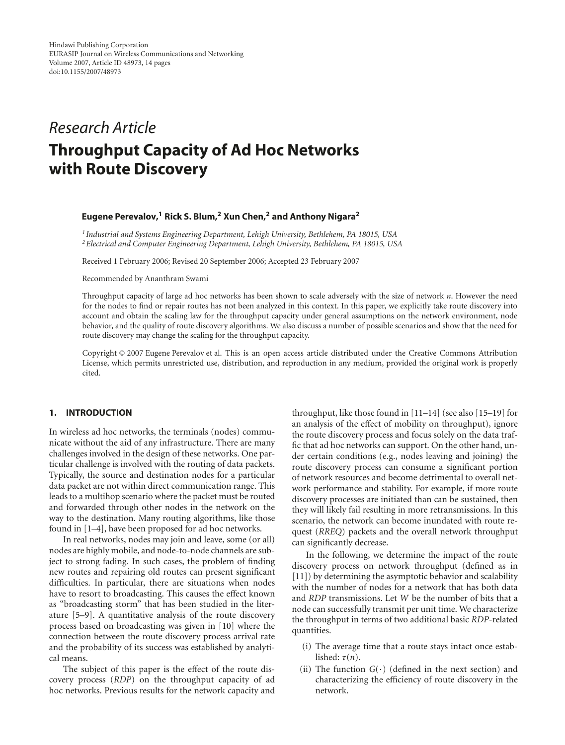Hindawi Publishing Corporation
EURASIP Journal on Wireless Communications and Networking
Volume 2007, Article ID 48973, 14 pages
doi:10.1155/2007/48973

*Research Article*

# Throughput Capacity of Ad Hoc Networks with Route Discovery

**Eugene Perevalov,[1] Rick S. Blum,[2] Xun Chen,[2] and Anthony Nigara[2]**

[1] *Industrial and Systems Engineering Department, Lehigh University, Bethlehem, PA 18015, USA*
[2] *Electrical and Computer Engineering Department, Lehigh University, Bethlehem, PA 18015, USA*

Received 1 February 2006; Revised 20 September 2006; Accepted 23 February 2007

Recommended by Ananthram Swami

Throughput capacity of large ad hoc networks has been shown to scale adversely with the size of network $n$. However the need for the nodes to find or repair routes has not been analyzed in this context. In this paper, we explicitly take route discovery into account and obtain the scaling law for the throughput capacity under general assumptions on the network environment, node behavior, and the quality of route discovery algorithms. We also discuss a number of possible scenarios and show that the need for route discovery may change the scaling for the throughput capacity.

Copyright © 2007 Eugene Perevalov et al. This is an open access article distributed under the Creative Commons Attribution License, which permits unrestricted use, distribution, and reproduction in any medium, provided the original work is properly cited.

## 1. INTRODUCTION

In wireless ad hoc networks, the terminals (nodes) communicate without the aid of any infrastructure. There are many challenges involved in the design of these networks. One particular challenge is involved with the routing of data packets. Typically, the source and destination nodes for a particular data packet are not within direct communication range. This leads to a multihop scenario where the packet must be routed and forwarded through other nodes in the network on the way to the destination. Many routing algorithms, like those found in [1–4], have been proposed for ad hoc networks.

In real networks, nodes may join and leave, some (or all) nodes are highly mobile, and node-to-node channels are subject to strong fading. In such cases, the problem of finding new routes and repairing old routes can present significant difficulties. In particular, there are situations when nodes have to resort to broadcasting. This causes the effect known as "broadcasting storm" that has been studied in the literature [5–9]. A quantitative analysis of the route discovery process based on broadcasting was given in [10] where the connection between the route discovery process arrival rate and the probability of its success was established by analytical means.

The subject of this paper is the effect of the route discovery process (*RDP*) on the throughput capacity of ad hoc networks. Previous results for the network capacity and throughput, like those found in [11–14] (see also [15–19] for an analysis of the effect of mobility on throughput), ignore the route discovery process and focus solely on the data traffic that ad hoc networks can support. On the other hand, under certain conditions (e.g., nodes leaving and joining) the route discovery process can consume a significant portion of network resources and become detrimental to overall network performance and stability. For example, if more route discovery processes are initiated than can be sustained, then they will likely fail resulting in more retransmissions. In this scenario, the network can become inundated with route request (*RREQ*) packets and the overall network throughput can significantly decrease.

In the following, we determine the impact of the route discovery process on network throughput (defined as in [11]) by determining the asymptotic behavior and scalability with the number of nodes for a network that has both data and *RDP* transmissions. Let $W$ be the number of bits that a node can successfully transmit per unit time. We characterize the throughput in terms of two additional basic *RDP*-related quantities.

(i) The average time that a route stays intact once established: $\tau(n)$.
(ii) The function $G(\cdot)$ (defined in the next section) and characterizing the efficiency of route discovery in the network.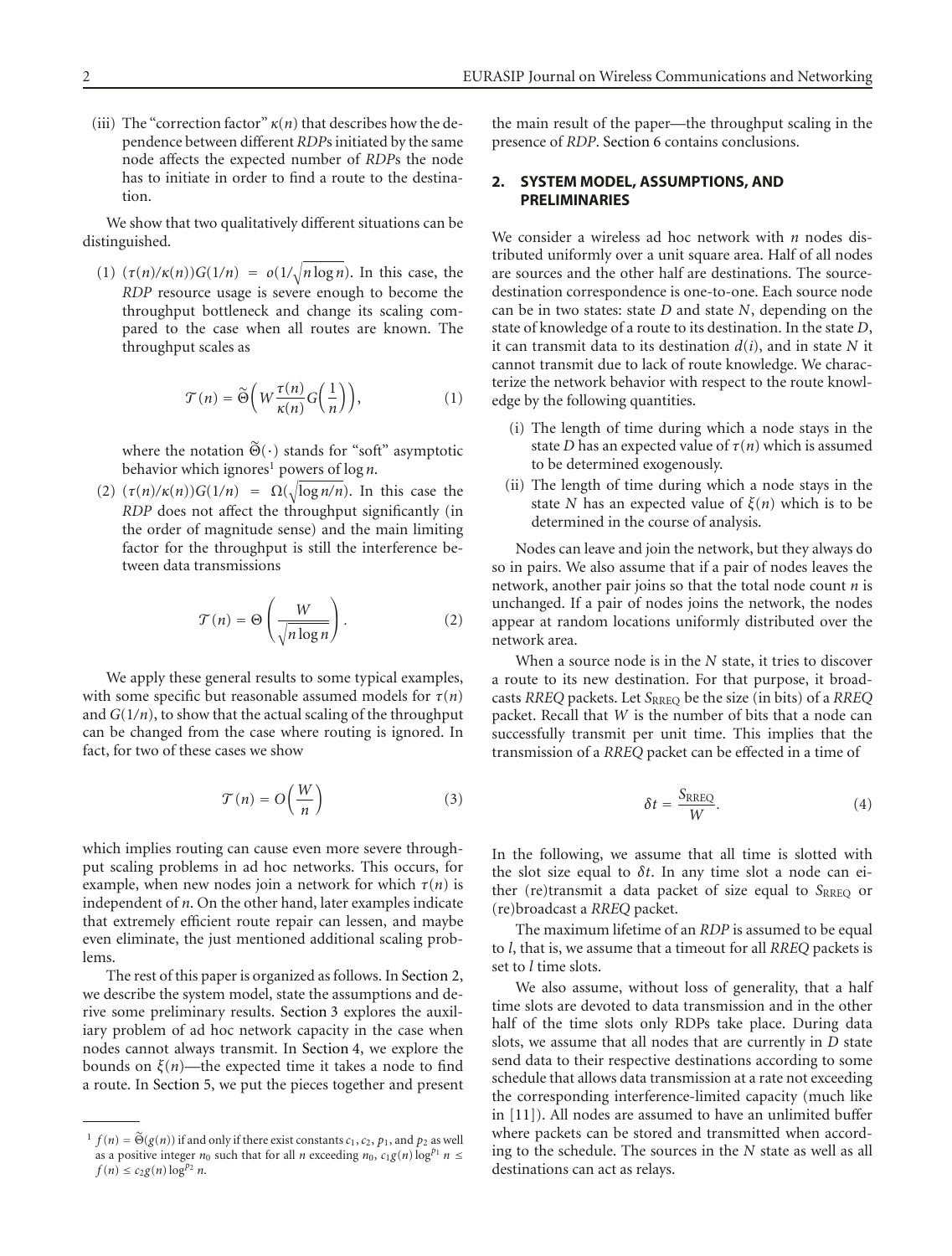(iii) The "correction factor" $\kappa(n)$ that describes how the dependence between different *RDP*s initiated by the same node affects the expected number of *RDP*s the node has to initiate in order to find a route to the destination.

We show that two qualitatively different situations can be distinguished.

(1) $(\tau(n)/\kappa(n))G(1/n) = o(1/\sqrt{n \log n})$. In this case, the *RDP* resource usage is severe enough to become the throughput bottleneck and change its scaling compared to the case when all routes are known. The throughput scales as

$$\mathcal{T}(n) = \widetilde{\Theta}\left(W \frac{\tau(n)}{\kappa(n)} G\left(\frac{1}{n}\right)\right), \tag{1}$$

where the notation $\widetilde{\Theta}(\cdot)$ stands for "soft" asymptotic behavior which ignores[1] powers of $\log n$.

(2) $(\tau(n)/\kappa(n))G(1/n) = \Omega(\sqrt{\log n/n})$. In this case the *RDP* does not affect the throughput significantly (in the order of magnitude sense) and the main limiting factor for the throughput is still the interference between data transmissions

$$\mathcal{T}(n) = \Theta\left(\frac{W}{\sqrt{n \log n}}\right). \tag{2}$$

We apply these general results to some typical examples, with some specific but reasonable assumed models for $\tau(n)$ and $G(1/n)$, to show that the actual scaling of the throughput can be changed from the case where routing is ignored. In fact, for two of these cases we show

$$\mathcal{T}(n) = O\left(\frac{W}{n}\right) \tag{3}$$

which implies routing can cause even more severe throughput scaling problems in ad hoc networks. This occurs, for example, when new nodes join a network for which $\tau(n)$ is independent of $n$. On the other hand, later examples indicate that extremely efficient route repair can lessen, and maybe even eliminate, the just mentioned additional scaling problems.

The rest of this paper is organized as follows. In Section 2, we describe the system model, state the assumptions and derive some preliminary results. Section 3 explores the auxiliary problem of ad hoc network capacity in the case when nodes cannot always transmit. In Section 4, we explore the bounds on $\xi(n)$—the expected time it takes a node to find a route. In Section 5, we put the pieces together and present the main result of the paper—the throughput scaling in the presence of *RDP*. Section 6 contains conclusions.

[1] $f(n) = \widetilde{\Theta}(g(n))$ if and only if there exist constants $c_1, c_2, p_1$, and $p_2$ as well as a positive integer $n_0$ such that for all $n$ exceeding $n_0$, $c_1 g(n) \log^{p_1} n \leq f(n) \leq c_2 g(n) \log^{p_2} n$.

## 2. SYSTEM MODEL, ASSUMPTIONS, AND PRELIMINARIES

We consider a wireless ad hoc network with $n$ nodes distributed uniformly over a unit square area. Half of all nodes are sources and the other half are destinations. The source-destination correspondence is one-to-one. Each source node can be in two states: state $D$ and state $N$, depending on the state of knowledge of a route to its destination. In the state $D$, it can transmit data to its destination $d(i)$, and in state $N$ it cannot transmit due to lack of route knowledge. We characterize the network behavior with respect to the route knowledge by the following quantities.

(i) The length of time during which a node stays in the state $D$ has an expected value of $\tau(n)$ which is assumed to be determined exogenously.

(ii) The length of time during which a node stays in the state $N$ has an expected value of $\xi(n)$ which is to be determined in the course of analysis.

Nodes can leave and join the network, but they always do so in pairs. We also assume that if a pair of nodes leaves the network, another pair joins so that the total node count $n$ is unchanged. If a pair of nodes joins the network, the nodes appear at random locations uniformly distributed over the network area.

When a source node is in the $N$ state, it tries to discover a route to its new destination. For that purpose, it broadcasts *RREQ* packets. Let $S_{\text{RREQ}}$ be the size (in bits) of a *RREQ* packet. Recall that $W$ is the number of bits that a node can successfully transmit per unit time. This implies that the transmission of a *RREQ* packet can be effected in a time of

$$\delta t = \frac{S_{\text{RREQ}}}{W}. \tag{4}$$

In the following, we assume that all time is slotted with the slot size equal to $\delta t$. In any time slot a node can either (re)transmit a data packet of size equal to $S_{\text{RREQ}}$ or (re)broadcast a *RREQ* packet.

The maximum lifetime of an *RDP* is assumed to be equal to $l$, that is, we assume that a timeout for all *RREQ* packets is set to $l$ time slots.

We also assume, without loss of generality, that a half time slots are devoted to data transmission and in the other half of the time slots only RDPs take place. During data slots, we assume that all nodes that are currently in $D$ state send data to their respective destinations according to some schedule that allows data transmission at a rate not exceeding the corresponding interference-limited capacity (much like in [11]). All nodes are assumed to have an unlimited buffer where packets can be stored and transmitted when according to the schedule. The sources in the $N$ state as well as all destinations can act as relays.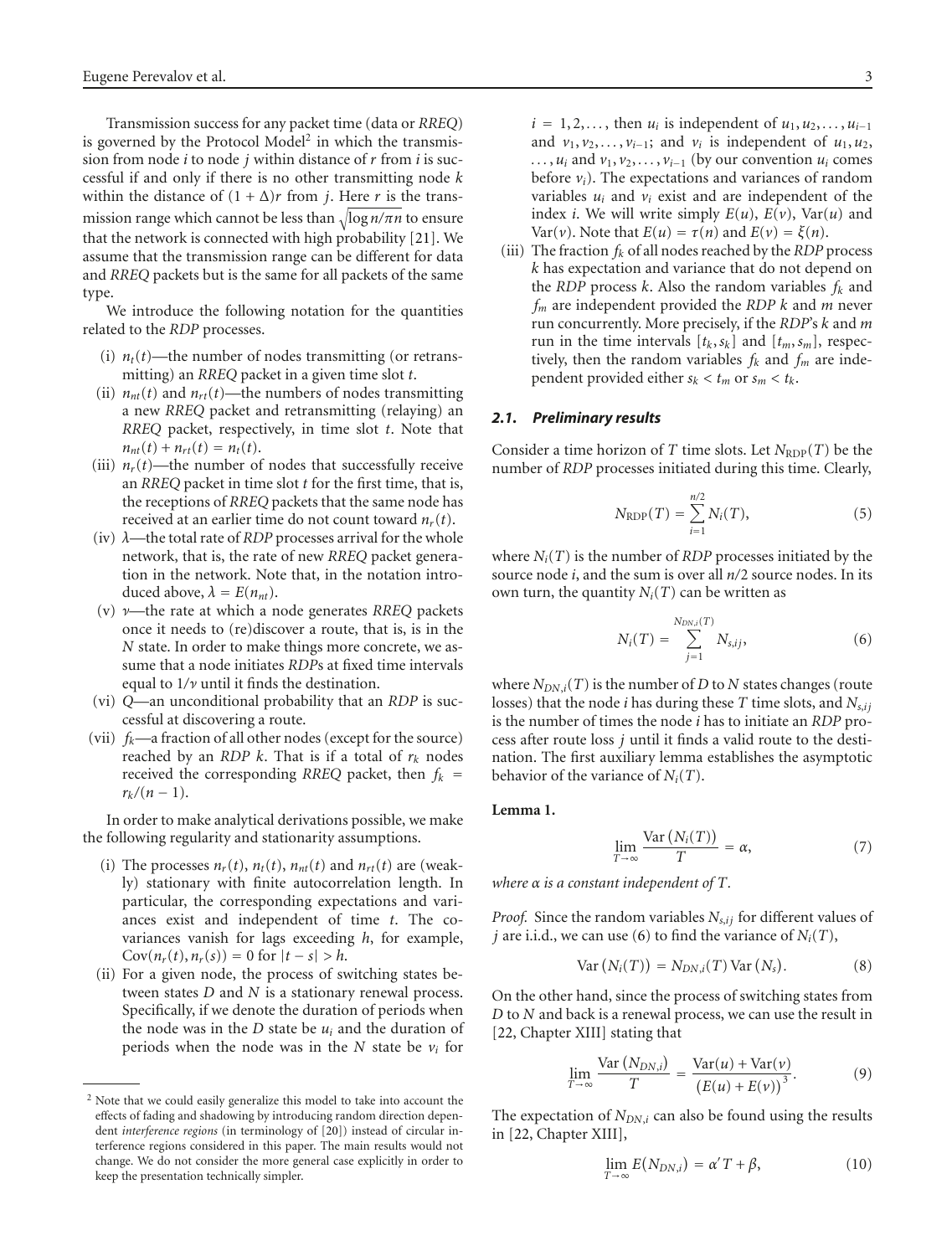Transmission success for any packet time (data or *RREQ*) is governed by the Protocol Model[2] in which the transmission from node $i$ to node $j$ within distance of $r$ from $i$ is successful if and only if there is no other transmitting node $k$ within the distance of $(1+\Delta)r$ from $j$. Here $r$ is the transmission range which cannot be less than $\sqrt{\log n/\pi n}$ to ensure that the network is connected with high probability [21]. We assume that the transmission range can be different for data and *RREQ* packets but is the same for all packets of the same type.

We introduce the following notation for the quantities related to the *RDP* processes.

(i) $n_t(t)$—the number of nodes transmitting (or retransmitting) an *RREQ* packet in a given time slot $t$.

(ii) $n_{nt}(t)$ and $n_{rt}(t)$—the numbers of nodes transmitting a new *RREQ* packet and retransmitting (relaying) an *RREQ* packet, respectively, in time slot $t$. Note that $n_{nt}(t) + n_{rt}(t) = n_t(t)$.

(iii) $n_r(t)$—the number of nodes that successfully receive an *RREQ* packet in time slot $t$ for the first time, that is, the receptions of *RREQ* packets that the same node has received at an earlier time do not count toward $n_r(t)$.

(iv) $\lambda$—the total rate of *RDP* processes arrival for the whole network, that is, the rate of new *RREQ* packet generation in the network. Note that, in the notation introduced above, $\lambda = E(n_{nt})$.

(v) $\nu$—the rate at which a node generates *RREQ* packets once it needs to (re)discover a route, that is, is in the $N$ state. In order to make things more concrete, we assume that a node initiates *RDP*s at fixed time intervals equal to $1/\nu$ until it finds the destination.

(vi) $Q$—an unconditional probability that an *RDP* is successful at discovering a route.

(vii) $f_k$—a fraction of all other nodes (except for the source) reached by an *RDP* $k$. That is if a total of $r_k$ nodes received the corresponding *RREQ* packet, then $f_k = r_k/(n-1)$.

In order to make analytical derivations possible, we make the following regularity and stationarity assumptions.

(i) The processes $n_r(t)$, $n_t(t)$, $n_{nt}(t)$ and $n_{rt}(t)$ are (weakly) stationary with finite autocorrelation length. In particular, the corresponding expectations and variances exist and independent of time $t$. The covariances vanish for lags exceeding $h$, for example, $\mathrm{Cov}(n_r(t), n_r(s)) = 0$ for $|t-s| > h$.

(ii) For a given node, the process of switching states between states $D$ and $N$ is a stationary renewal process. Specifically, if we denote the duration of periods when the node was in the $D$ state be $u_i$ and the duration of periods when the node was in the $N$ state be $v_i$ for $i = 1, 2, \ldots$, then $u_i$ is independent of $u_1, u_2, \ldots, u_{i-1}$ and $v_1, v_2, \ldots, v_{i-1}$; and $v_i$ is independent of $u_1, u_2, \ldots, u_i$ and $v_1, v_2, \ldots, v_{i-1}$ (by our convention $u_i$ comes before $v_i$). The expectations and variances of random variables $u_i$ and $v_i$ exist and are independent of the index $i$. We will write simply $E(u)$, $E(v)$, $\mathrm{Var}(u)$ and $\mathrm{Var}(v)$. Note that $E(u) = \tau(n)$ and $E(v) = \xi(n)$.

(iii) The fraction $f_k$ of all nodes reached by the *RDP* process $k$ has expectation and variance that do not depend on the *RDP* process $k$. Also the random variables $f_k$ and $f_m$ are independent provided the *RDP* $k$ and $m$ never run concurrently. More precisely, if the *RDP*'s $k$ and $m$ run in the time intervals $[t_k, s_k]$ and $[t_m, s_m]$, respectively, then the random variables $f_k$ and $f_m$ are independent provided either $s_k < t_m$ or $s_m < t_k$.

### *2.1. Preliminary results*

Consider a time horizon of $T$ time slots. Let $N_{\mathrm{RDP}}(T)$ be the number of *RDP* processes initiated during this time. Clearly,

$$N_{\mathrm{RDP}}(T) = \sum_{i=1}^{n/2} N_i(T), \tag{5}$$

where $N_i(T)$ is the number of *RDP* processes initiated by the source node $i$, and the sum is over all $n/2$ source nodes. In its own turn, the quantity $N_i(T)$ can be written as

$$N_i(T) = \sum_{j=1}^{N_{DN,i}(T)} N_{s,ij}, \tag{6}$$

where $N_{DN,i}(T)$ is the number of $D$ to $N$ states changes (route losses) that the node $i$ has during these $T$ time slots, and $N_{s,ij}$ is the number of times the node $i$ has to initiate an *RDP* process after route loss $j$ until it finds a valid route to the destination. The first auxiliary lemma establishes the asymptotic behavior of the variance of $N_i(T)$.

**Lemma 1.**

$$\lim_{T\to\infty} \frac{\mathrm{Var}(N_i(T))}{T} = \alpha, \tag{7}$$

*where $\alpha$ is a constant independent of $T$.*

*Proof.* Since the random variables $N_{s,ij}$ for different values of $j$ are i.i.d., we can use (6) to find the variance of $N_i(T)$,

$$\mathrm{Var}(N_i(T)) = N_{DN,i}(T)\,\mathrm{Var}(N_s). \tag{8}$$

On the other hand, since the process of switching states from $D$ to $N$ and back is a renewal process, we can use the result in [22, Chapter XIII] stating that

$$\lim_{T\to\infty} \frac{\mathrm{Var}(N_{DN,i})}{T} = \frac{\mathrm{Var}(u) + \mathrm{Var}(v)}{(E(u)+E(v))^3}. \tag{9}$$

The expectation of $N_{DN,i}$ can also be found using the results in [22, Chapter XIII],

$$\lim_{T\to\infty} E(N_{DN,i}) = \alpha' T + \beta, \tag{10}$$

[2] Note that we could easily generalize this model to take into account the effects of fading and shadowing by introducing random direction dependent *interference regions* (in terminology of [20]) instead of circular interference regions considered in this paper. The main results would not change. We do not consider the more general case explicitly in order to keep the presentation technically simpler.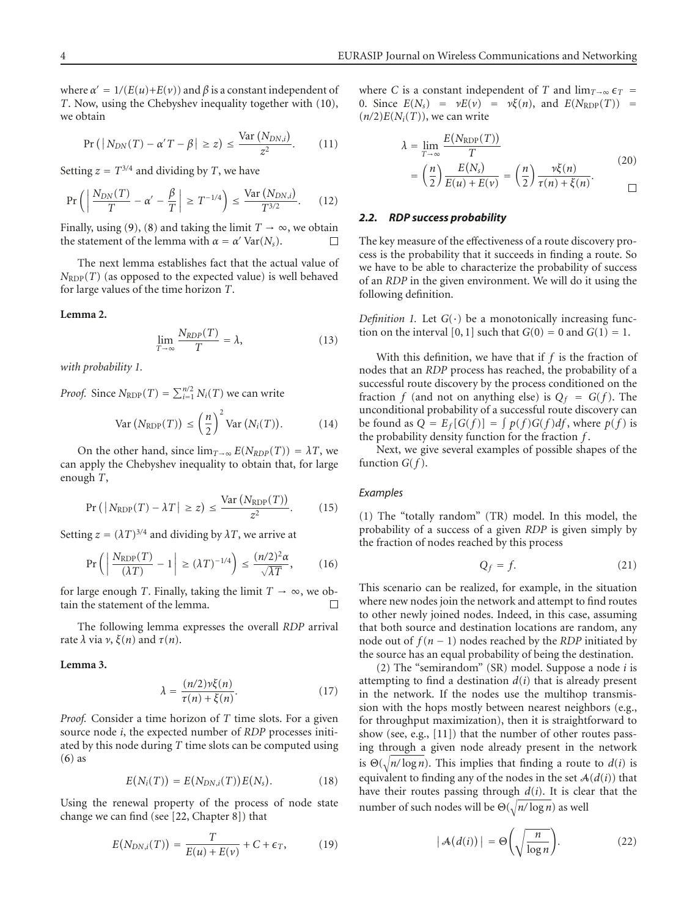where $\alpha' = 1/(E(u)+E(v))$ and $\beta$ is a constant independent of $T$. Now, using the Chebyshev inequality together with (10), we obtain

$$\Pr\left(\left| N_{DN}(T) - \alpha' T - \beta \right| \geq z\right) \leq \frac{\operatorname{Var}(N_{DN,i})}{z^2}. \tag{11}$$

Setting $z = T^{3/4}$ and dividing by $T$, we have

$$\Pr\left(\left| \frac{N_{DN}(T)}{T} - \alpha' - \frac{\beta}{T} \right| \geq T^{-1/4}\right) \leq \frac{\operatorname{Var}(N_{DN,i})}{T^{3/2}}. \tag{12}$$

Finally, using (9), (8) and taking the limit $T \to \infty$, we obtain the statement of the lemma with $\alpha = \alpha' \operatorname{Var}(N_s)$. □

The next lemma establishes fact that the actual value of $N_{\text{RDP}}(T)$ (as opposed to the expected value) is well behaved for large values of the time horizon $T$.

**Lemma 2.**

$$\lim_{T\to\infty} \frac{N_{RDP}(T)}{T} = \lambda, \tag{13}$$

*with probability 1.*

*Proof.* Since $N_{\text{RDP}}(T) = \sum_{i=1}^{n/2} N_i(T)$ we can write

$$\operatorname{Var}(N_{\text{RDP}}(T)) \leq \left(\frac{n}{2}\right)^2 \operatorname{Var}(N_i(T)). \tag{14}$$

On the other hand, since $\lim_{T\to\infty} E(N_{RDP}(T)) = \lambda T$, we can apply the Chebyshev inequality to obtain that, for large enough $T$,

$$\Pr\left(\left| N_{\text{RDP}}(T) - \lambda T \right| \geq z\right) \leq \frac{\operatorname{Var}(N_{\text{RDP}}(T))}{z^2}. \tag{15}$$

Setting $z = (\lambda T)^{3/4}$ and dividing by $\lambda T$, we arrive at

$$\Pr\left(\left| \frac{N_{\text{RDP}}(T)}{(\lambda T)} - 1 \right| \geq (\lambda T)^{-1/4}\right) \leq \frac{(n/2)^2 \alpha}{\sqrt{\lambda T}}, \tag{16}$$

for large enough $T$. Finally, taking the limit $T \to \infty$, we obtain the statement of the lemma. □

The following lemma expresses the overall *RDP* arrival rate $\lambda$ via $\nu$, $\xi(n)$ and $\tau(n)$.

**Lemma 3.**

$$\lambda = \frac{(n/2)\nu\xi(n)}{\tau(n) + \xi(n)}. \tag{17}$$

*Proof.* Consider a time horizon of $T$ time slots. For a given source node $i$, the expected number of *RDP* processes initiated by this node during $T$ time slots can be computed using (6) as

$$E(N_i(T)) = E(N_{DN,i}(T))E(N_s). \tag{18}$$

Using the renewal property of the process of node state change we can find (see [22, Chapter 8]) that

$$E(N_{DN,i}(T)) = \frac{T}{E(u) + E(v)} + C + \epsilon_T, \tag{19}$$

where $C$ is a constant independent of $T$ and $\lim_{T\to\infty} \epsilon_T = 0$. Since $E(N_s) = \nu E(v) = \nu\xi(n)$, and $E(N_{\text{RDP}}(T)) = (n/2)E(N_i(T))$, we can write

$$\begin{aligned}
\lambda &= \lim_{T\to\infty} \frac{E(N_{\text{RDP}}(T))}{T} \\
&= \left(\frac{n}{2}\right) \frac{E(N_s)}{E(u) + E(v)} = \left(\frac{n}{2}\right) \frac{\nu\xi(n)}{\tau(n) + \xi(n)}.
\end{aligned} \tag{20}$$

□

### 2.2. RDP success probability

The key measure of the effectiveness of a route discovery process is the probability that it succeeds in finding a route. So we have to be able to characterize the probability of success of an *RDP* in the given environment. We will do it using the following definition.

*Definition 1.* Let $G(\cdot)$ be a monotonically increasing function on the interval $[0, 1]$ such that $G(0) = 0$ and $G(1) = 1$.

With this definition, we have that if $f$ is the fraction of nodes that an *RDP* process has reached, the probability of a successful route discovery by the process conditioned on the fraction $f$ (and not on anything else) is $Q_f = G(f)$. The unconditional probability of a successful route discovery can be found as $Q = E_f[G(f)] = \int p(f)G(f)df$, where $p(f)$ is the probability density function for the fraction $f$.

Next, we give several examples of possible shapes of the function $G(f)$.

*Examples*

(1) The "totally random" (TR) model. In this model, the probability of a success of a given *RDP* is given simply by the fraction of nodes reached by this process

$$Q_f = f. \tag{21}$$

This scenario can be realized, for example, in the situation where new nodes join the network and attempt to find routes to other newly joined nodes. Indeed, in this case, assuming that both source and destination locations are random, any node out of $f(n-1)$ nodes reached by the *RDP* initiated by the source has an equal probability of being the destination.

(2) The "semirandom" (SR) model. Suppose a node $i$ is attempting to find a destination $d(i)$ that is already present in the network. If the nodes use the multihop transmission with the hops mostly between nearest neighbors (e.g., for throughput maximization), then it is straightforward to show (see, e.g., [11]) that the number of other routes passing through a given node already present in the network is $\Theta(\sqrt{n/\log n})$. This implies that finding a route to $d(i)$ is equivalent to finding any of the nodes in the set $\mathcal{A}(d(i))$ that have their routes passing through $d(i)$. It is clear that the number of such nodes will be $\Theta(\sqrt{n/\log n})$ as well

$$|\mathcal{A}(d(i))| = \Theta\left(\sqrt{\frac{n}{\log n}}\right). \tag{22}$$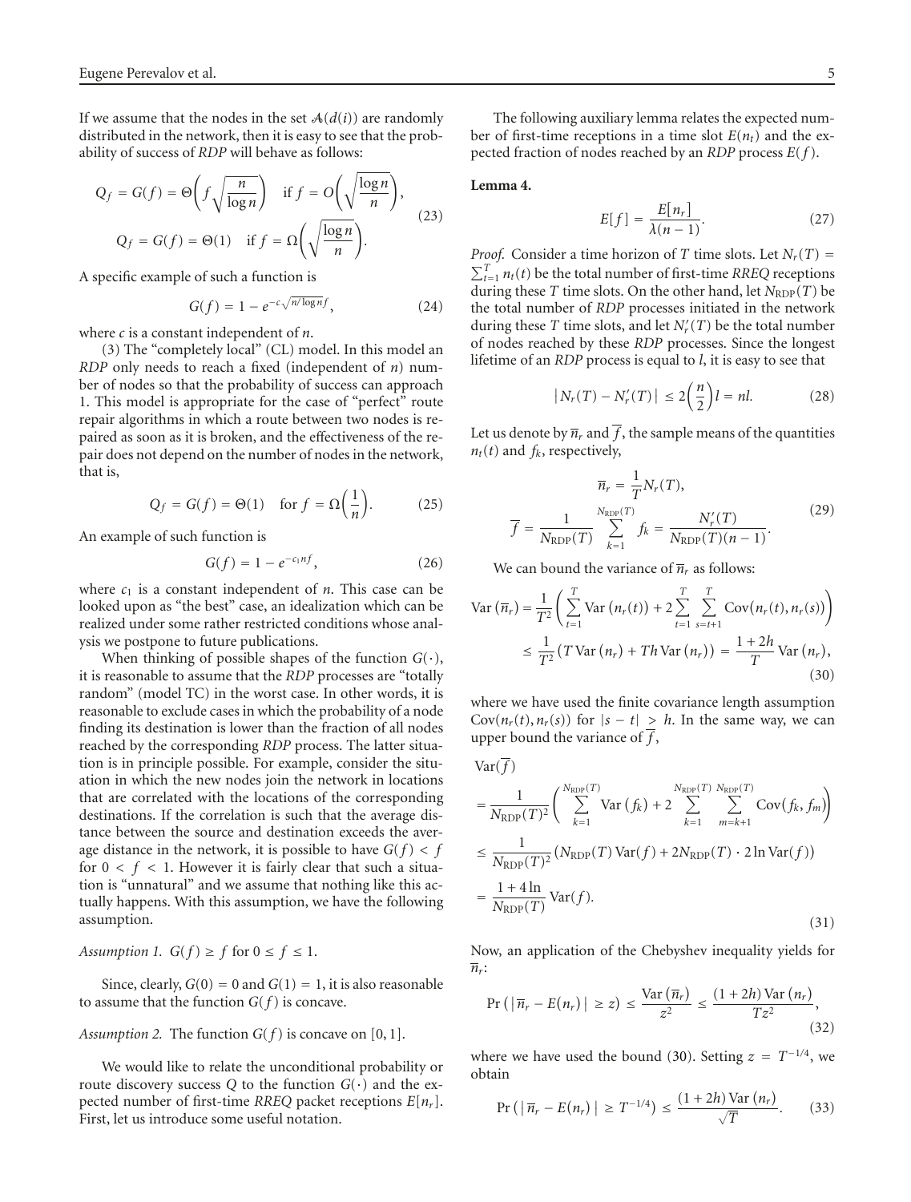If we assume that the nodes in the set $\mathcal{A}(d(i))$ are randomly distributed in the network, then it is easy to see that the probability of success of *RDP* will behave as follows:

$$
\begin{aligned}
Q_f &= G(f) = \Theta\left(f\sqrt{\frac{n}{\log n}}\right) \quad \text{if } f = O\left(\sqrt{\frac{\log n}{n}}\right), \\
Q_f &= G(f) = \Theta(1) \quad \text{if } f = \Omega\left(\sqrt{\frac{\log n}{n}}\right).
\end{aligned}
\tag{23}
$$

A specific example of such a function is

$$
G(f) = 1 - e^{-c\sqrt{n/\log n}f}, \tag{24}
$$

where $c$ is a constant independent of $n$.

(3) The "completely local" (CL) model. In this model an *RDP* only needs to reach a fixed (independent of $n$) number of nodes so that the probability of success can approach 1. This model is appropriate for the case of "perfect" route repair algorithms in which a route between two nodes is repaired as soon as it is broken, and the effectiveness of the repair does not depend on the number of nodes in the network, that is,

$$
Q_f = G(f) = \Theta(1) \quad \text{for } f = \Omega\left(\frac{1}{n}\right). \tag{25}
$$

An example of such function is

$$
G(f) = 1 - e^{-c_1 n f}, \tag{26}
$$

where $c_1$ is a constant independent of $n$. This case can be looked upon as "the best" case, an idealization which can be realized under some rather restricted conditions whose analysis we postpone to future publications.

When thinking of possible shapes of the function $G(\cdot)$, it is reasonable to assume that the *RDP* processes are "totally random" (model TC) in the worst case. In other words, it is reasonable to exclude cases in which the probability of a node finding its destination is lower than the fraction of all nodes reached by the corresponding *RDP* process. The latter situation is in principle possible. For example, consider the situation in which the new nodes join the network in locations that are correlated with the locations of the corresponding destinations. If the correlation is such that the average distance between the source and destination exceeds the average distance in the network, it is possible to have $G(f) < f$ for $0 < f < 1$. However it is fairly clear that such a situation is "unnatural" and we assume that nothing like this actually happens. With this assumption, we have the following assumption.

*Assumption 1.* $G(f) \geq f$ for $0 \leq f \leq 1$.

Since, clearly, $G(0) = 0$ and $G(1) = 1$, it is also reasonable to assume that the function $G(f)$ is concave.

*Assumption 2.* The function $G(f)$ is concave on $[0, 1]$.

We would like to relate the unconditional probability or route discovery success $Q$ to the function $G(\cdot)$ and the expected number of first-time *RREQ* packet receptions $E[n_r]$. First, let us introduce some useful notation.

The following auxiliary lemma relates the expected number of first-time receptions in a time slot $E(n_t)$ and the expected fraction of nodes reached by an *RDP* process $E(f)$.

**Lemma 4.**

$$
E[f] = \frac{E[n_r]}{\lambda(n-1)}. \tag{27}
$$

*Proof.* Consider a time horizon of $T$ time slots. Let $N_r(T) = \sum_{t=1}^{T} n_t(t)$ be the total number of first-time *RREQ* receptions during these $T$ time slots. On the other hand, let $N_{\text{RDP}}(T)$ be the total number of *RDP* processes initiated in the network during these $T$ time slots, and let $N_r'(T)$ be the total number of nodes reached by these *RDP* processes. Since the longest lifetime of an *RDP* process is equal to $l$, it is easy to see that

$$
\left| N_r(T) - N_r'(T) \right| \leq 2\left(\frac{n}{2}\right) l = nl. \tag{28}
$$

Let us denote by $\overline{n}_r$ and $\overline{f}$, the sample means of the quantities $n_t(t)$ and $f_k$, respectively,

$$
\begin{aligned}
\overline{n}_r &= \frac{1}{T} N_r(T), \\
\overline{f} &= \frac{1}{N_{\text{RDP}}(T)} \sum_{k=1}^{N_{\text{RDP}}(T)} f_k = \frac{N_r'(T)}{N_{\text{RDP}}(T)(n-1)}.
\end{aligned}
\tag{29}
$$

We can bound the variance of $\overline{n}_r$ as follows:

$$
\begin{aligned}
\text{Var}\left(\overline{n}_r\right) &= \frac{1}{T^2}\left(\sum_{t=1}^{T} \text{Var}\left(n_r(t)\right) + 2\sum_{t=1}^{T}\sum_{s=t+1}^{T} \text{Cov}\left(n_r(t), n_r(s)\right)\right) \\
&\leq \frac{1}{T^2}\left(T\,\text{Var}\left(n_r\right) + Th\,\text{Var}\left(n_r\right)\right) = \frac{1+2h}{T}\,\text{Var}\left(n_r\right),
\end{aligned}
\tag{30}
$$

where we have used the finite covariance length assumption $\text{Cov}(n_r(t), n_r(s))$ for $|s - t| \geq h$. In the same way, we can upper bound the variance of $\overline{f}$,

$$
\begin{aligned}
&\text{Var}(\overline{f}) \\
&= \frac{1}{N_{\text{RDP}}(T)^2}\left(\sum_{k=1}^{N_{\text{RDP}}(T)} \text{Var}\left(f_k\right) + 2\sum_{k=1}^{N_{\text{RDP}}(T)}\sum_{m=k+1}^{N_{\text{RDP}}(T)} \text{Cov}\left(f_k, f_m\right)\right) \\
&\leq \frac{1}{N_{\text{RDP}}(T)^2}\left(N_{\text{RDP}}(T)\,\text{Var}(f) + 2N_{\text{RDP}}(T) \cdot 2\ln \text{Var}(f)\right) \\
&= \frac{1+4\ln}{N_{\text{RDP}}(T)}\,\text{Var}(f).
\end{aligned}
\tag{31}
$$

Now, an application of the Chebyshev inequality yields for $\overline{n}_r$:

$$
\Pr\left(\left|\overline{n}_r - E(n_r)\right| \geq z\right) \leq \frac{\text{Var}\left(\overline{n}_r\right)}{z^2} \leq \frac{(1+2h)\,\text{Var}\left(n_r\right)}{Tz^2}, \tag{32}
$$

where we have used the bound (30). Setting $z = T^{-1/4}$, we obtain

$$
\Pr\left(\left|\overline{n}_r - E(n_r)\right| \geq T^{-1/4}\right) \leq \frac{(1+2h)\,\text{Var}\left(n_r\right)}{\sqrt{T}}. \tag{33}
$$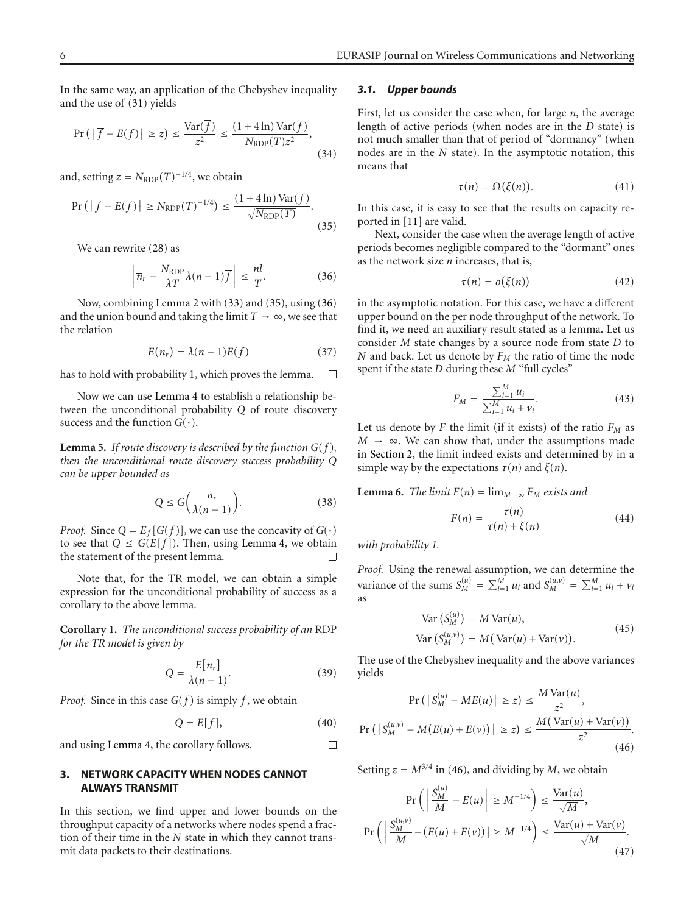In the same way, an application of the Chebyshev inequality and the use of (31) yields

$$\Pr\left(\left|\overline{f} - E(f)\right| \geq z\right) \leq \frac{\operatorname{Var}(\overline{f})}{z^2} \leq \frac{(1+4\ln)\operatorname{Var}(f)}{N_{\text{RDP}}(T)z^2}, \tag{34}$$

and, setting $z = N_{\text{RDP}}(T)^{-1/4}$, we obtain

$$\Pr\left(\left|\overline{f} - E(f)\right| \geq N_{\text{RDP}}(T)^{-1/4}\right) \leq \frac{(1+4\ln)\operatorname{Var}(f)}{\sqrt{N_{\text{RDP}}(T)}}. \tag{35}$$

We can rewrite (28) as

$$\left|\overline{n}_r - \frac{N_{\text{RDP}}}{\lambda T}\lambda(n-1)\overline{f}\right| \leq \frac{nl}{T}. \tag{36}$$

Now, combining Lemma 2 with (33) and (35), using (36) and the union bound and taking the limit $T \to \infty$, we see that the relation

$$E(n_r) = \lambda(n-1)E(f) \tag{37}$$

has to hold with probability 1, which proves the lemma. $\square$

Now we can use Lemma 4 to establish a relationship between the unconditional probability $Q$ of route discovery success and the function $G(\cdot)$.

**Lemma 5.** *If route discovery is described by the function $G(f)$, then the unconditional route discovery success probability $Q$ can be upper bounded as*

$$Q \leq G\left(\frac{\overline{n}_r}{\lambda(n-1)}\right). \tag{38}$$

*Proof.* Since $Q = E_f[G(f)]$, we can use the concavity of $G(\cdot)$ to see that $Q \leq G(E[f])$. Then, using Lemma 4, we obtain the statement of the present lemma. $\square$

Note that, for the TR model, we can obtain a simple expression for the unconditional probability of success as a corollary to the above lemma.

**Corollary 1.** *The unconditional success probability of an RDP for the TR model is given by*

$$Q = \frac{E[n_r]}{\lambda(n-1)}. \tag{39}$$

*Proof.* Since in this case $G(f)$ is simply $f$, we obtain

$$Q = E[f], \tag{40}$$

and using Lemma 4, the corollary follows. $\square$

## 3. NETWORK CAPACITY WHEN NODES CANNOT ALWAYS TRANSMIT

In this section, we find upper and lower bounds on the throughput capacity of a networks where nodes spend a fraction of their time in the $N$ state in which they cannot transmit data packets to their destinations.

### 3.1. Upper bounds

First, let us consider the case when, for large $n$, the average length of active periods (when nodes are in the $D$ state) is not much smaller than that of period of "dormancy" (when nodes are in the $N$ state). In the asymptotic notation, this means that

$$\tau(n) = \Omega(\xi(n)). \tag{41}$$

In this case, it is easy to see that the results on capacity reported in [11] are valid.

Next, consider the case when the average length of active periods becomes negligible compared to the "dormant" ones as the network size $n$ increases, that is,

$$\tau(n) = o(\xi(n)) \tag{42}$$

in the asymptotic notation. For this case, we have a different upper bound on the per node throughput of the network. To find it, we need an auxiliary result stated as a lemma. Let us consider $M$ state changes by a source node from state $D$ to $N$ and back. Let us denote by $F_M$ the ratio of time the node spent if the state $D$ during these $M$ "full cycles"

$$F_M = \frac{\sum_{i=1}^{M} u_i}{\sum_{i=1}^{M} u_i + v_i}. \tag{43}$$

Let us denote by $F$ the limit (if it exists) of the ratio $F_M$ as $M \to \infty$. We can show that, under the assumptions made in Section 2, the limit indeed exists and determined by in a simple way by the expectations $\tau(n)$ and $\xi(n)$.

**Lemma 6.** *The limit $F(n) = \lim_{M\to\infty} F_M$ exists and*

$$F(n) = \frac{\tau(n)}{\tau(n) + \xi(n)} \tag{44}$$

*with probability 1.*

*Proof.* Using the renewal assumption, we can determine the variance of the sums $S_M^{(u)} = \sum_{i=1}^{M} u_i$ and $S_M^{(u,v)} = \sum_{i=1}^{M} u_i + v_i$ as

$$\begin{aligned}\operatorname{Var}\left(S_M^{(u)}\right) &= M\operatorname{Var}(u),\\ \operatorname{Var}\left(S_M^{(u,v)}\right) &= M\left(\operatorname{Var}(u) + \operatorname{Var}(v)\right).\end{aligned} \tag{45}$$

The use of the Chebyshev inequality and the above variances yields

$$\begin{aligned}\Pr\left(\left|S_M^{(u)} - ME(u)\right| \geq z\right) &\leq \frac{M\operatorname{Var}(u)}{z^2},\\ \Pr\left(\left|S_M^{(u,v)} - M\left(E(u)+E(v)\right)\right| \geq z\right) &\leq \frac{M\left(\operatorname{Var}(u)+\operatorname{Var}(v)\right)}{z^2}.\end{aligned} \tag{46}$$

Setting $z = M^{3/4}$ in (46), and dividing by $M$, we obtain

$$\begin{aligned}\Pr\left(\left|\frac{S_M^{(u)}}{M} - E(u)\right| \geq M^{-1/4}\right) &\leq \frac{\operatorname{Var}(u)}{\sqrt{M}},\\ \Pr\left(\left|\frac{S_M^{(u,v)}}{M} - \left(E(u)+E(v)\right)\right| \geq M^{-1/4}\right) &\leq \frac{\operatorname{Var}(u)+\operatorname{Var}(v)}{\sqrt{M}}.\end{aligned} \tag{47}$$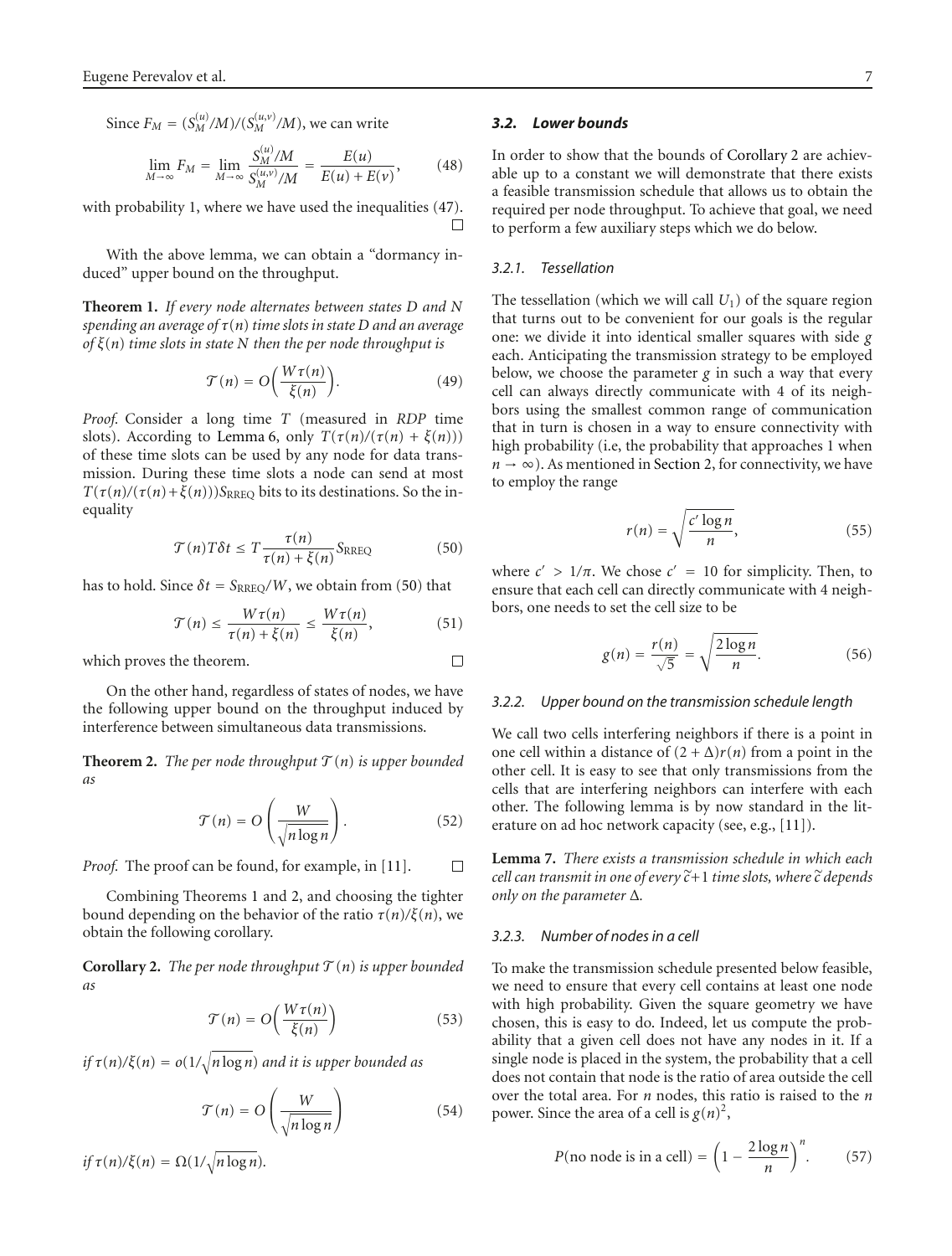Since $F_M = (S_M^{(u)}/M)/(S_M^{(u,v)}/M)$, we can write

$$\lim_{M\to\infty} F_M = \lim_{M\to\infty} \frac{S_M^{(u)}/M}{S_M^{(u,v)}/M} = \frac{E(u)}{E(u)+E(v)}, \tag{48}$$

with probability 1, where we have used the inequalities (47). □

With the above lemma, we can obtain a "dormancy induced" upper bound on the throughput.

**Theorem 1.** *If every node alternates between states D and N spending an average of $\tau(n)$ time slots in state D and an average of $\xi(n)$ time slots in state N then the per node throughput is*

$$\mathcal{T}(n) = O\left(\frac{W\tau(n)}{\xi(n)}\right). \tag{49}$$

*Proof.* Consider a long time $T$ (measured in *RDP* time slots). According to Lemma 6, only $T(\tau(n)/(\tau(n)+\xi(n)))$ of these time slots can be used by any node for data transmission. During these time slots a node can send at most $T(\tau(n)/(\tau(n)+\xi(n)))S_{\text{RREQ}}$ bits to its destinations. So the inequality

$$\mathcal{T}(n)T\delta t \leq T\frac{\tau(n)}{\tau(n)+\xi(n)}S_{\text{RREQ}} \tag{50}$$

has to hold. Since $\delta t = S_{\text{RREQ}}/W$, we obtain from (50) that

$$\mathcal{T}(n) \leq \frac{W\tau(n)}{\tau(n)+\xi(n)} \leq \frac{W\tau(n)}{\xi(n)}, \tag{51}$$

which proves the theorem. □

On the other hand, regardless of states of nodes, we have the following upper bound on the throughput induced by interference between simultaneous data transmissions.

**Theorem 2.** *The per node throughput $\mathcal{T}(n)$ is upper bounded as*

$$\mathcal{T}(n) = O\left(\frac{W}{\sqrt{n\log n}}\right). \tag{52}$$

*Proof.* The proof can be found, for example, in [11]. □

Combining Theorems 1 and 2, and choosing the tighter bound depending on the behavior of the ratio $\tau(n)/\xi(n)$, we obtain the following corollary.

**Corollary 2.** *The per node throughput $\mathcal{T}(n)$ is upper bounded as*

$$\mathcal{T}(n) = O\left(\frac{W\tau(n)}{\xi(n)}\right) \tag{53}$$

*if $\tau(n)/\xi(n) = o(1/\sqrt{n\log n})$ and it is upper bounded as*

$$\mathcal{T}(n) = O\left(\frac{W}{\sqrt{n\log n}}\right) \tag{54}$$

*if $\tau(n)/\xi(n) = \Omega(1/\sqrt{n\log n})$.*

### *3.2. Lower bounds*

In order to show that the bounds of Corollary 2 are achievable up to a constant we will demonstrate that there exists a feasible transmission schedule that allows us to obtain the required per node throughput. To achieve that goal, we need to perform a few auxiliary steps which we do below.

#### *3.2.1. Tessellation*

The tessellation (which we will call $U_1$) of the square region that turns out to be convenient for our goals is the regular one: we divide it into identical smaller squares with side $g$ each. Anticipating the transmission strategy to be employed below, we choose the parameter $g$ in such a way that every cell can always directly communicate with 4 of its neighbors using the smallest common range of communication that in turn is chosen in a way to ensure connectivity with high probability (i.e, the probability that approaches 1 when $n \to \infty$). As mentioned in Section 2, for connectivity, we have to employ the range

$$r(n) = \sqrt{\frac{c'\log n}{n}}, \tag{55}$$

where $c' > 1/\pi$. We chose $c' = 10$ for simplicity. Then, to ensure that each cell can directly communicate with 4 neighbors, one needs to set the cell size to be

$$g(n) = \frac{r(n)}{\sqrt{5}} = \sqrt{\frac{2\log n}{n}}. \tag{56}$$

#### *3.2.2. Upper bound on the transmission schedule length*

We call two cells interfering neighbors if there is a point in one cell within a distance of $(2+\Delta)r(n)$ from a point in the other cell. It is easy to see that only transmissions from the cells that are interfering neighbors can interfere with each other. The following lemma is by now standard in the literature on ad hoc network capacity (see, e.g., [11]).

**Lemma 7.** *There exists a transmission schedule in which each cell can transmit in one of every $\tilde{c}+1$ time slots, where $\tilde{c}$ depends only on the parameter $\Delta$.*

#### *3.2.3. Number of nodes in a cell*

To make the transmission schedule presented below feasible, we need to ensure that every cell contains at least one node with high probability. Given the square geometry we have chosen, this is easy to do. Indeed, let us compute the probability that a given cell does not have any nodes in it. If a single node is placed in the system, the probability that a cell does not contain that node is the ratio of area outside the cell over the total area. For $n$ nodes, this ratio is raised to the $n$ power. Since the area of a cell is $g(n)^2$,

$$P(\text{no node is in a cell}) = \left(1 - \frac{2\log n}{n}\right)^n. \tag{57}$$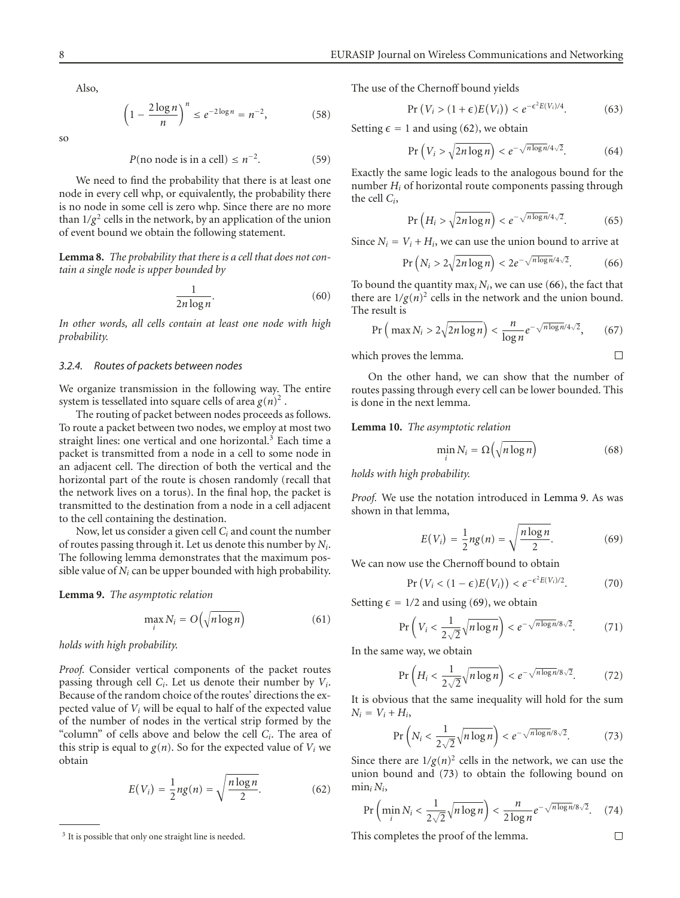Also,

$$\left(1 - \frac{2\log n}{n}\right)^n \leq e^{-2\log n} = n^{-2}, \tag{58}$$

so

$$P(\text{no node is in a cell}) \leq n^{-2}. \tag{59}$$

We need to find the probability that there is at least one node in every cell whp, or equivalently, the probability there is no node in some cell is zero whp. Since there are no more than $1/g^2$ cells in the network, by an application of the union of event bound we obtain the following statement.

**Lemma 8.** *The probability that there is a cell that does not contain a single node is upper bounded by*

$$\frac{1}{2n\log n}. \tag{60}$$

*In other words, all cells contain at least one node with high probability.*

#### 3.2.4. Routes of packets between nodes

We organize transmission in the following way. The entire system is tessellated into square cells of area $g(n)^2$.

The routing of packet between nodes proceeds as follows. To route a packet between two nodes, we employ at most two straight lines: one vertical and one horizontal.[3] Each time a packet is transmitted from a node in a cell to some node in an adjacent cell. The direction of both the vertical and the horizontal part of the route is chosen randomly (recall that the network lives on a torus). In the final hop, the packet is transmitted to the destination from a node in a cell adjacent to the cell containing the destination.

Now, let us consider a given cell $C_i$ and count the number of routes passing through it. Let us denote this number by $N_i$. The following lemma demonstrates that the maximum possible value of $N_i$ can be upper bounded with high probability.

**Lemma 9.** *The asymptotic relation*

$$\max_i N_i = O\left(\sqrt{n\log n}\right) \tag{61}$$

*holds with high probability.*

*Proof.* Consider vertical components of the packet routes passing through cell $C_i$. Let us denote their number by $V_i$. Because of the random choice of the routes' directions the expected value of $V_i$ will be equal to half of the expected value of the number of nodes in the vertical strip formed by the "column" of cells above and below the cell $C_i$. The area of this strip is equal to $g(n)$. So for the expected value of $V_i$ we obtain

$$E(V_i) = \frac{1}{2}ng(n) = \sqrt{\frac{n\log n}{2}}. \tag{62}$$

The use of the Chernoff bound yields

$$\Pr\left(V_i > (1+\epsilon)E(V_i)\right) < e^{-\epsilon^2 E(V_i)/4}. \tag{63}$$

Setting $\epsilon = 1$ and using (62), we obtain

$$\Pr\left(V_i > \sqrt{2n\log n}\right) < e^{-\sqrt{n\log n}/4\sqrt{2}}. \tag{64}$$

Exactly the same logic leads to the analogous bound for the number $H_i$ of horizontal route components passing through the cell $C_i$,

$$\Pr\left(H_i > \sqrt{2n\log n}\right) < e^{-\sqrt{n\log n}/4\sqrt{2}}. \tag{65}$$

Since $N_i = V_i + H_i$, we can use the union bound to arrive at

$$\Pr\left(N_i > 2\sqrt{2n\log n}\right) < 2e^{-\sqrt{n\log n}/4\sqrt{2}}. \tag{66}$$

To bound the quantity $\max_i N_i$, we can use (66), the fact that there are $1/g(n)^2$ cells in the network and the union bound. The result is

$$\Pr\left(\max N_i > 2\sqrt{2n\log n}\right) < \frac{n}{\log n}e^{-\sqrt{n\log n}/4\sqrt{2}}, \tag{67}$$

which proves the lemma. □

On the other hand, we can show that the number of routes passing through every cell can be lower bounded. This is done in the next lemma.

**Lemma 10.** *The asymptotic relation*

$$\min_i N_i = \Omega\left(\sqrt{n\log n}\right) \tag{68}$$

*holds with high probability.*

*Proof.* We use the notation introduced in Lemma 9. As was shown in that lemma,

$$E(V_i) = \frac{1}{2}ng(n) = \sqrt{\frac{n\log n}{2}}. \tag{69}$$

We can now use the Chernoff bound to obtain

$$\Pr\left(V_i < (1-\epsilon)E(V_i)\right) < e^{-\epsilon^2 E(V_i)/2}. \tag{70}$$

Setting $\epsilon = 1/2$ and using (69), we obtain

$$\Pr\left(V_i < \frac{1}{2\sqrt{2}}\sqrt{n\log n}\right) < e^{-\sqrt{n\log n}/8\sqrt{2}}. \tag{71}$$

In the same way, we obtain

$$\Pr\left(H_i < \frac{1}{2\sqrt{2}}\sqrt{n\log n}\right) < e^{-\sqrt{n\log n}/8\sqrt{2}}. \tag{72}$$

It is obvious that the same inequality will hold for the sum $N_i = V_i + H_i$,

$$\Pr\left(N_i < \frac{1}{2\sqrt{2}}\sqrt{n\log n}\right) < e^{-\sqrt{n\log n}/8\sqrt{2}}. \tag{73}$$

Since there are $1/g(n)^2$ cells in the network, we can use the union bound and (73) to obtain the following bound on $\min_i N_i$,

$$\Pr\left(\min_i N_i < \frac{1}{2\sqrt{2}}\sqrt{n\log n}\right) < \frac{n}{2\log n}e^{-\sqrt{n\log n}/8\sqrt{2}}. \tag{74}$$

This completes the proof of the lemma. □

[3] It is possible that only one straight line is needed.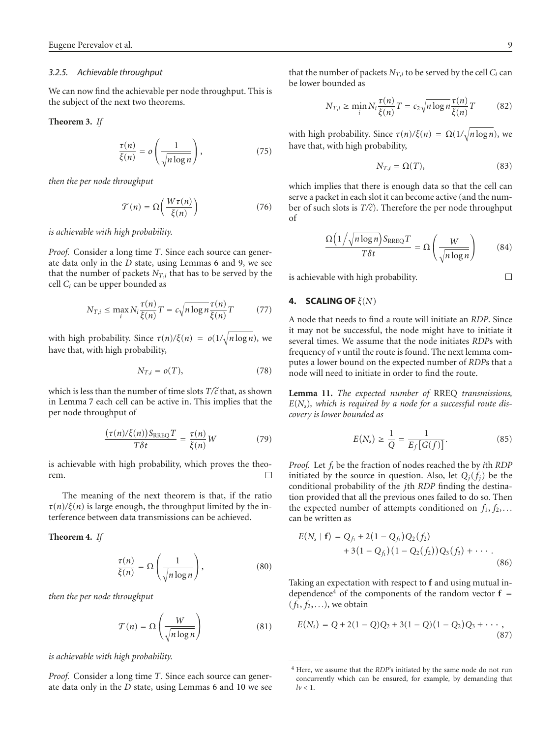### 3.2.5. Achievable throughput

We can now find the achievable per node throughput. This is the subject of the next two theorems.

**Theorem 3.** *If*

$$\frac{\tau(n)}{\xi(n)} = o\left(\frac{1}{\sqrt{n\log n}}\right), \tag{75}$$

*then the per node throughput*

$$\mathcal{T}(n) = \Omega\left(\frac{W\tau(n)}{\xi(n)}\right) \tag{76}$$

*is achievable with high probability.*

*Proof.* Consider a long time $T$. Since each source can generate data only in the $D$ state, using Lemmas 6 and 9, we see that the number of packets $N_{T,i}$ that has to be served by the cell $C_i$ can be upper bounded as

$$N_{T,i} \leq \max_i N_i \frac{\tau(n)}{\xi(n)} T = c\sqrt{n\log n}\frac{\tau(n)}{\xi(n)} T \tag{77}$$

with high probability. Since $\tau(n)/\xi(n) = o(1/\sqrt{n\log n})$, we have that, with high probability,

$$N_{T,i} = o(T), \tag{78}$$

which is less than the number of time slots $T/\widetilde{c}$ that, as shown in Lemma 7 each cell can be active in. This implies that the per node throughput of

$$\frac{(\tau(n)/\xi(n))S_{\text{RREQ}}T}{T\delta t} = \frac{\tau(n)}{\xi(n)}W \tag{79}$$

is achievable with high probability, which proves the theorem. □

The meaning of the next theorem is that, if the ratio $\tau(n)/\xi(n)$ is large enough, the throughput limited by the interference between data transmissions can be achieved.

**Theorem 4.** *If*

$$\frac{\tau(n)}{\xi(n)} = \Omega\left(\frac{1}{\sqrt{n\log n}}\right), \tag{80}$$

*then the per node throughput*

$$\mathcal{T}(n) = \Omega\left(\frac{W}{\sqrt{n\log n}}\right) \tag{81}$$

*is achievable with high probability.*

*Proof.* Consider a long time $T$. Since each source can generate data only in the $D$ state, using Lemmas 6 and 10 we see that the number of packets $N_{T,i}$ to be served by the cell $C_i$ can be lower bounded as

$$N_{T,i} \geq \min_i N_i \frac{\tau(n)}{\xi(n)} T = c_2\sqrt{n\log n}\frac{\tau(n)}{\xi(n)} T \tag{82}$$

with high probability. Since $\tau(n)/\xi(n) = \Omega(1/\sqrt{n\log n})$, we have that, with high probability,

$$N_{T,i} = \Omega(T), \tag{83}$$

which implies that there is enough data so that the cell can serve a packet in each slot it can become active (and the number of such slots is $T/\widetilde{c}$). Therefore the per node throughput of

$$\frac{\Omega\left(1\big/\sqrt{n\log n}\right)S_{\text{RREQ}}T}{T\delta t} = \Omega\left(\frac{W}{\sqrt{n\log n}}\right) \tag{84}$$

is achievable with high probability. □

## 4. SCALING OF $\xi(N)$

A node that needs to find a route will initiate an *RDP*. Since it may not be successful, the node might have to initiate it several times. We assume that the node initiates *RDP*s with frequency of $\nu$ until the route is found. The next lemma computes a lower bound on the expected number of *RDP*s that a node will need to initiate in order to find the route.

**Lemma 11.** *The expected number of* RREQ *transmissions, $E(N_s)$, which is required by a node for a successful route discovery is lower bounded as*

$$E(N_s) \geq \frac{1}{Q} = \frac{1}{E_f[G(f)]}. \tag{85}$$

*Proof.* Let $f_i$ be the fraction of nodes reached the by $i$th *RDP* initiated by the source in question. Also, let $Q_j(f_j)$ be the conditional probability of the $j$th *RDP* finding the destination provided that all the previous ones failed to do so. Then the expected number of attempts conditioned on $f_1, f_2, \ldots$ can be written as

$$\begin{aligned} E(N_s \mid \mathbf{f}) = {} & Q_{f_1} + 2(1 - Q_{f_1})Q_2(f_2) \\ & + 3(1 - Q_{f_1})(1 - Q_2(f_2))Q_3(f_3) + \cdots. \end{aligned} \tag{86}$$

Taking an expectation with respect to $\mathbf{f}$ and using mutual independence[4] of the components of the random vector $\mathbf{f} = (f_1, f_2, \ldots)$, we obtain

$$E(N_s) = Q + 2(1 - Q)Q_2 + 3(1 - Q)(1 - Q_2)Q_3 + \cdots, \tag{87}$$

[4] Here, we assume that the *RDP*'s initiated by the same node do not run concurrently which can be ensured, for example, by demanding that $l\nu < 1$.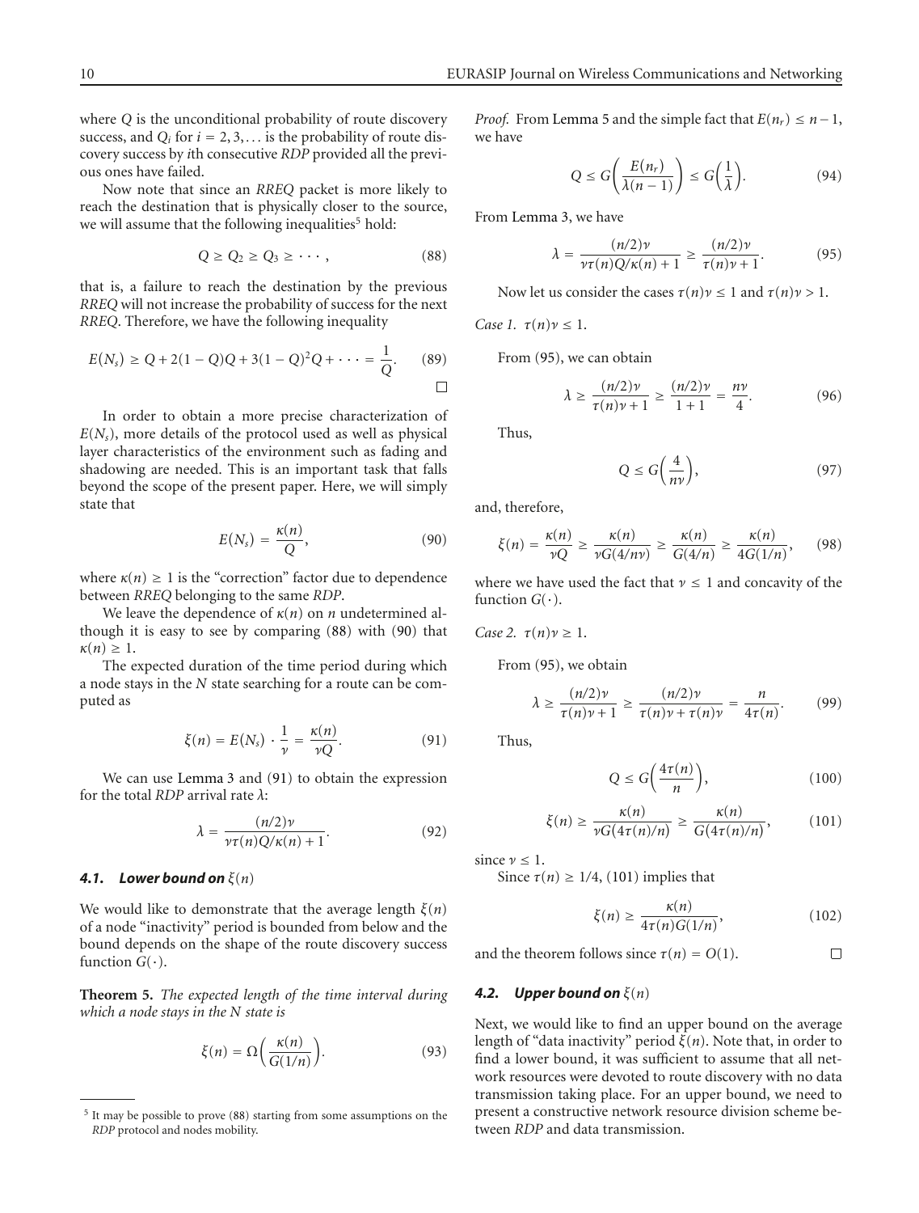where $Q$ is the unconditional probability of route discovery success, and $Q_i$ for $i = 2, 3, \ldots$ is the probability of route discovery success by $i$th consecutive *RDP* provided all the previous ones have failed.

Now note that since an *RREQ* packet is more likely to reach the destination that is physically closer to the source, we will assume that the following inequalities[5] hold:

$$Q \geq Q_2 \geq Q_3 \geq \cdots, \tag{88}$$

that is, a failure to reach the destination by the previous *RREQ* will not increase the probability of success for the next *RREQ*. Therefore, we have the following inequality

$$E(N_s) \geq Q + 2(1-Q)Q + 3(1-Q)^2Q + \cdots = \frac{1}{Q}. \tag{89}$$

□

In order to obtain a more precise characterization of $E(N_s)$, more details of the protocol used as well as physical layer characteristics of the environment such as fading and shadowing are needed. This is an important task that falls beyond the scope of the present paper. Here, we will simply state that

$$E(N_s) = \frac{\kappa(n)}{Q}, \tag{90}$$

where $\kappa(n) \geq 1$ is the "correction" factor due to dependence between *RREQ* belonging to the same *RDP*.

We leave the dependence of $\kappa(n)$ on $n$ undetermined although it is easy to see by comparing (88) with (90) that $\kappa(n) \geq 1$.

The expected duration of the time period during which a node stays in the $N$ state searching for a route can be computed as

$$\xi(n) = E(N_s) \cdot \frac{1}{\nu} = \frac{\kappa(n)}{\nu Q}. \tag{91}$$

We can use Lemma 3 and (91) to obtain the expression for the total *RDP* arrival rate $\lambda$:

$$\lambda = \frac{(n/2)\nu}{\nu\tau(n)Q/\kappa(n) + 1}. \tag{92}$$

### 4.1. Lower bound on $\xi(n)$

We would like to demonstrate that the average length $\xi(n)$ of a node "inactivity" period is bounded from below and the bound depends on the shape of the route discovery success function $G(\cdot)$.

**Theorem 5.** *The expected length of the time interval during which a node stays in the N state is*

$$\xi(n) = \Omega\left(\frac{\kappa(n)}{G(1/n)}\right). \tag{93}$$

*Proof.* From Lemma 5 and the simple fact that $E(n_r) \leq n - 1$, we have

$$Q \leq G\left(\frac{E(n_r)}{\lambda(n-1)}\right) \leq G\left(\frac{1}{\lambda}\right). \tag{94}$$

From Lemma 3, we have

$$\lambda = \frac{(n/2)\nu}{\nu\tau(n)Q/\kappa(n) + 1} \geq \frac{(n/2)\nu}{\tau(n)\nu + 1}. \tag{95}$$

Now let us consider the cases $\tau(n)\nu \leq 1$ and $\tau(n)\nu > 1$.

*Case 1.* $\tau(n)\nu \leq 1$.

From (95), we can obtain

$$\lambda \geq \frac{(n/2)\nu}{\tau(n)\nu + 1} \geq \frac{(n/2)\nu}{1+1} = \frac{n\nu}{4}. \tag{96}$$

Thus,

$$Q \leq G\left(\frac{4}{n\nu}\right), \tag{97}$$

and, therefore,

$$\xi(n) = \frac{\kappa(n)}{\nu Q} \geq \frac{\kappa(n)}{\nu G(4/n\nu)} \geq \frac{\kappa(n)}{G(4/n)} \geq \frac{\kappa(n)}{4G(1/n)}, \tag{98}$$

where we have used the fact that $\nu \leq 1$ and concavity of the function $G(\cdot)$.

*Case 2.* $\tau(n)\nu \geq 1$.

From (95), we obtain

$$\lambda \geq \frac{(n/2)\nu}{\tau(n)\nu + 1} \geq \frac{(n/2)\nu}{\tau(n)\nu + \tau(n)\nu} = \frac{n}{4\tau(n)}. \tag{99}$$

Thus,

$$Q \leq G\left(\frac{4\tau(n)}{n}\right), \tag{100}$$

$$\xi(n) \geq \frac{\kappa(n)}{\nu G(4\tau(n)/n)} \geq \frac{\kappa(n)}{G(4\tau(n)/n)}, \tag{101}$$

since $\nu \leq 1$.

Since $\tau(n) \geq 1/4$, (101) implies that

$$\xi(n) \geq \frac{\kappa(n)}{4\tau(n)G(1/n)}, \tag{102}$$

and the theorem follows since $\tau(n) = O(1)$. □

### 4.2. Upper bound on $\xi(n)$

Next, we would like to find an upper bound on the average length of "data inactivity" period $\xi(n)$. Note that, in order to find a lower bound, it was sufficient to assume that all network resources were devoted to route discovery with no data transmission taking place. For an upper bound, we need to present a constructive network resource division scheme between *RDP* and data transmission.

---

[5] It may be possible to prove (88) starting from some assumptions on the *RDP* protocol and nodes mobility.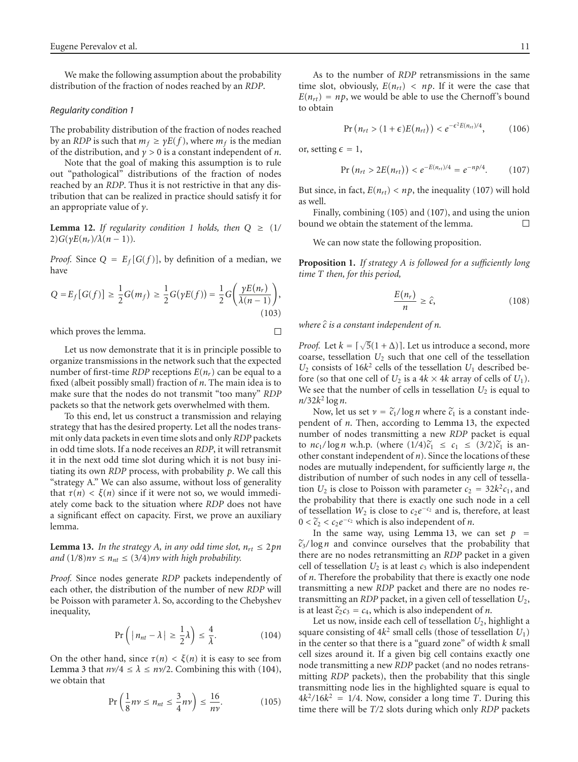We make the following assumption about the probability distribution of the fraction of nodes reached by an *RDP*.

*Regularity condition 1*

The probability distribution of the fraction of nodes reached by an *RDP* is such that $m_f \geq \gamma E(f)$, where $m_f$ is the median of the distribution, and $\gamma > 0$ is a constant independent of $n$.

Note that the goal of making this assumption is to rule out "pathological" distributions of the fraction of nodes reached by an *RDP*. Thus it is not restrictive in that any distribution that can be realized in practice should satisfy it for an appropriate value of $\gamma$.

**Lemma 12.** *If regularity condition 1 holds, then* $Q \geq (1/2)G(\gamma E(n_r)/\lambda(n-1))$.

*Proof.* Since $Q = E_f[G(f)]$, by definition of a median, we have

$$Q = E_f[G(f)] \geq \frac{1}{2}G(m_f) \geq \frac{1}{2}G(\gamma E(f)) = \frac{1}{2}G\left(\frac{\gamma E(n_r)}{\lambda(n-1)}\right), \tag{103}$$

which proves the lemma. □

Let us now demonstrate that it is in principle possible to organize transmissions in the network such that the expected number of first-time *RDP* receptions $E(n_r)$ can be equal to a fixed (albeit possibly small) fraction of $n$. The main idea is to make sure that the nodes do not transmit "too many" *RDP* packets so that the network gets overwhelmed with them.

To this end, let us construct a transmission and relaying strategy that has the desired property. Let all the nodes transmit only data packets in even time slots and only *RDP* packets in odd time slots. If a node receives an *RDP*, it will retransmit it in the next odd time slot during which it is not busy initiating its own *RDP* process, with probability $p$. We call this "strategy A." We can also assume, without loss of generality that $\tau(n) < \xi(n)$ since if it were not so, we would immediately come back to the situation where *RDP* does not have a significant effect on capacity. First, we prove an auxiliary lemma.

**Lemma 13.** *In the strategy A, in any odd time slot,* $n_{rt} \leq 2pn$ *and* $(1/8)n\nu \leq n_{nt} \leq (3/4)n\nu$ *with high probability.*

*Proof.* Since nodes generate *RDP* packets independently of each other, the distribution of the number of new *RDP* will be Poisson with parameter $\lambda$. So, according to the Chebyshev inequality,

$$\Pr\left(|n_{nt} - \lambda| \geq \frac{1}{2}\lambda\right) \leq \frac{4}{\lambda}. \tag{104}$$

On the other hand, since $\tau(n) < \xi(n)$ it is easy to see from Lemma 3 that $n\nu/4 \leq \lambda \leq n\nu/2$. Combining this with (104), we obtain that

$$\Pr\left(\frac{1}{8}n\nu \leq n_{nt} \leq \frac{3}{4}n\nu\right) \leq \frac{16}{n\nu}. \tag{105}$$

As to the number of *RDP* retransmissions in the same time slot, obviously, $E(n_{rt}) < np$. If it were the case that $E(n_{rt}) = np$, we would be able to use the Chernoff's bound to obtain

$$\Pr(n_{rt} > (1+\epsilon)E(n_{rt})) < e^{-\epsilon^2 E(n_{rt})/4}, \tag{106}$$

or, setting $\epsilon = 1$,

$$\Pr(n_{rt} > 2E(n_{rt})) < e^{-E(n_{rt})/4} = e^{-np/4}. \tag{107}$$

But since, in fact, $E(n_{rt}) < np$, the inequality (107) will hold as well.

Finally, combining (105) and (107), and using the union bound we obtain the statement of the lemma. □

We can now state the following proposition.

**Proposition 1.** *If strategy A is followed for a sufficiently long time T then, for this period,*

$$\frac{E(n_r)}{n} \geq \hat{c}, \tag{108}$$

*where* $\hat{c}$ *is a constant independent of n.*

*Proof.* Let $k = \lceil\sqrt{5}(1+\Delta)\rceil$. Let us introduce a second, more coarse, tessellation $U_2$ such that one cell of the tessellation $U_2$ consists of $16k^2$ cells of the tessellation $U_1$ described before (so that one cell of $U_2$ is a $4k \times 4k$ array of cells of $U_1$). We see that the number of cells in tessellation $U_2$ is equal to $n/32k^2\log n$.

Now, let us set $\nu = \widetilde{c}_1/\log n$ where $\widetilde{c}_1$ is a constant independent of $n$. Then, according to Lemma 13, the expected number of nodes transmitting a new *RDP* packet is equal to $nc_1/\log n$ w.h.p. (where $(1/4)\widetilde{c}_1 \leq c_1 \leq (3/2)\widetilde{c}_1$ is another constant independent of $n$). Since the locations of these nodes are mutually independent, for sufficiently large $n$, the distribution of number of such nodes in any cell of tessellation $U_2$ is close to Poisson with parameter $c_2 = 32k^2c_1$, and the probability that there is exactly one such node in a cell of tessellation $W_2$ is close to $c_2e^{-c_2}$ and is, therefore, at least $0 < \widetilde{c}_2 < c_2e^{-c_2}$ which is also independent of $n$.

In the same way, using Lemma 13, we can set $p = \widetilde{c}_3/\log n$ and convince ourselves that the probability that there are no nodes retransmitting an *RDP* packet in a given cell of tessellation $U_2$ is at least $c_3$ which is also independent of $n$. Therefore the probability that there is exactly one node transmitting a new *RDP* packet and there are no nodes retransmitting an *RDP* packet, in a given cell of tessellation $U_2$, is at least $\widetilde{c}_2c_3 = c_4$, which is also independent of $n$.

Let us now, inside each cell of tessellation $U_2$, highlight a square consisting of $4k^2$ small cells (those of tessellation $U_1$) in the center so that there is a "guard zone" of width $k$ small cell sizes around it. If a given big cell contains exactly one node transmitting a new *RDP* packet (and no nodes retransmitting *RDP* packets), then the probability that this single transmitting node lies in the highlighted square is equal to $4k^2/16k^2 = 1/4$. Now, consider a long time $T$. During this time there will be $T/2$ slots during which only *RDP* packets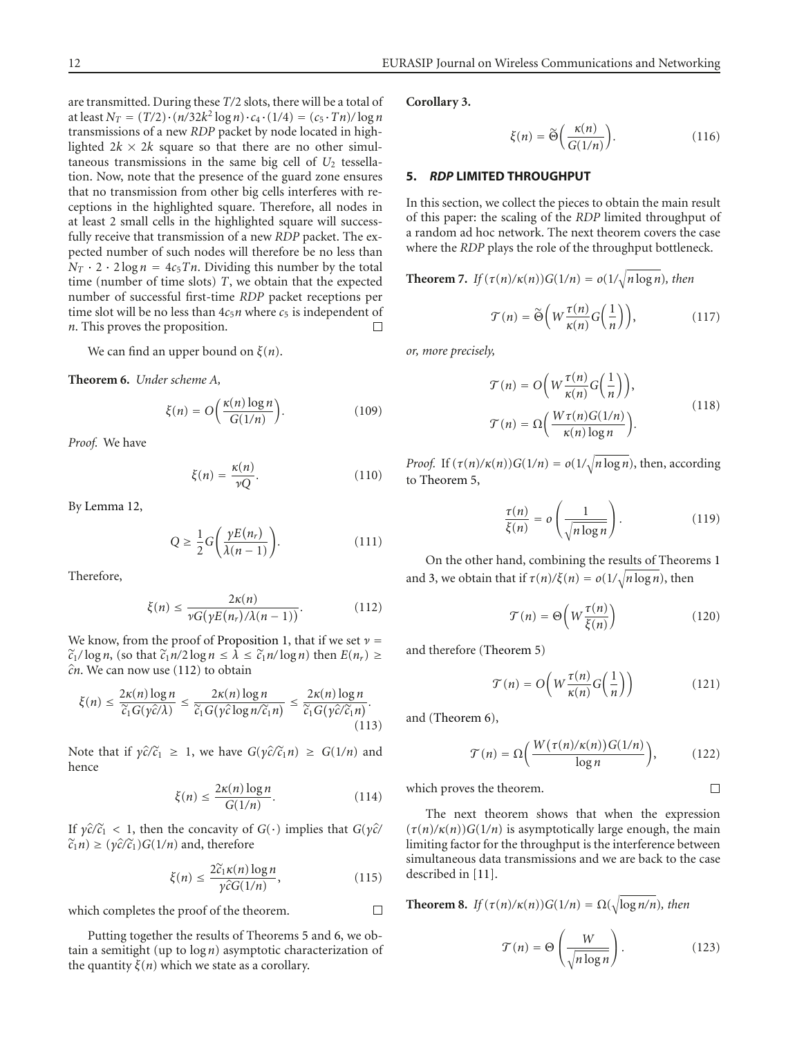are transmitted. During these $T/2$ slots, there will be a total of at least $N_T = (T/2) \cdot (n/32k^2 \log n) \cdot c_4 \cdot (1/4) = (c_5 \cdot Tn)/\log n$ transmissions of a new *RDP* packet by node located in highlighted $2k \times 2k$ square so that there are no other simultaneous transmissions in the same big cell of $U_2$ tessellation. Now, note that the presence of the guard zone ensures that no transmission from other big cells interferes with receptions in the highlighted square. Therefore, all nodes in at least 2 small cells in the highlighted square will successfully receive that transmission of a new *RDP* packet. The expected number of such nodes will therefore be no less than $N_T \cdot 2 \cdot 2 \log n = 4c_5 T n$. Dividing this number by the total time (number of time slots) $T$, we obtain that the expected number of successful first-time *RDP* packet receptions per time slot will be no less than $4c_5 n$ where $c_5$ is independent of $n$. This proves the proposition. □

We can find an upper bound on $\xi(n)$.

**Theorem 6.** *Under scheme A,*

$$\xi(n) = O\left(\frac{\kappa(n) \log n}{G(1/n)}\right). \tag{109}$$

*Proof.* We have

$$\xi(n) = \frac{\kappa(n)}{\nu Q}. \tag{110}$$

By Lemma 12,

$$Q \geq \frac{1}{2} G\left(\frac{\gamma E(n_r)}{\lambda(n-1)}\right). \tag{111}$$

Therefore,

$$\xi(n) \leq \frac{2\kappa(n)}{\nu G(\gamma E(n_r)/\lambda(n-1))}. \tag{112}$$

We know, from the proof of Proposition 1, that if we set $\nu = \tilde{c}_1/\log n$, (so that $\tilde{c}_1 n/2 \log n \leq \lambda \leq \tilde{c}_1 n/\log n$) then $E(n_r) \geq \hat{c} n$. We can now use (112) to obtain

$$\xi(n) \leq \frac{2\kappa(n) \log n}{\tilde{c}_1 G(\gamma \hat{c}/\lambda)} \leq \frac{2\kappa(n) \log n}{\tilde{c}_1 G(\gamma \hat{c} \log n/\tilde{c}_1 n)} \leq \frac{2\kappa(n) \log n}{\tilde{c}_1 G(\gamma \hat{c}/\tilde{c}_1 n)}. \tag{113}$$

Note that if $\gamma \hat{c}/\tilde{c}_1 \geq 1$, we have $G(\gamma \hat{c}/\tilde{c}_1 n) \geq G(1/n)$ and hence

$$\xi(n) \leq \frac{2\kappa(n) \log n}{G(1/n)}. \tag{114}$$

If $\gamma \hat{c}/\tilde{c}_1 < 1$, then the concavity of $G(\cdot)$ implies that $G(\gamma \hat{c}/\tilde{c}_1 n) \geq (\gamma \hat{c}/\tilde{c}_1) G(1/n)$ and, therefore

$$\xi(n) \leq \frac{2\tilde{c}_1 \kappa(n) \log n}{\gamma \hat{c} G(1/n)}, \tag{115}$$

which completes the proof of the theorem. □

Putting together the results of Theorems 5 and 6, we obtain a semitight (up to $\log n$) asymptotic characterization of the quantity $\xi(n)$ which we state as a corollary.

**Corollary 3.**

$$\xi(n) = \tilde{\Theta}\left(\frac{\kappa(n)}{G(1/n)}\right). \tag{116}$$

## 5. *RDP* LIMITED THROUGHPUT

In this section, we collect the pieces to obtain the main result of this paper: the scaling of the *RDP* limited throughput of a random ad hoc network. The next theorem covers the case where the *RDP* plays the role of the throughput bottleneck.

**Theorem 7.** *If $(\tau(n)/\kappa(n))G(1/n) = o(1/\sqrt{n \log n})$, then*

$$\mathcal{T}(n) = \tilde{\Theta}\left(W \frac{\tau(n)}{\kappa(n)} G\left(\frac{1}{n}\right)\right), \tag{117}$$

*or, more precisely,*

$$\mathcal{T}(n) = O\left(W \frac{\tau(n)}{\kappa(n)} G\left(\frac{1}{n}\right)\right), \qquad \mathcal{T}(n) = \Omega\left(\frac{W \tau(n) G(1/n)}{\kappa(n) \log n}\right). \tag{118}$$

*Proof.* If $(\tau(n)/\kappa(n))G(1/n) = o(1/\sqrt{n \log n})$, then, according to Theorem 5,

$$\frac{\tau(n)}{\xi(n)} = o\left(\frac{1}{\sqrt{n \log n}}\right). \tag{119}$$

On the other hand, combining the results of Theorems 1 and 3, we obtain that if $\tau(n)/\xi(n) = o(1/\sqrt{n \log n})$, then

$$\mathcal{T}(n) = \Theta\left(W \frac{\tau(n)}{\xi(n)}\right) \tag{120}$$

and therefore (Theorem 5)

$$\mathcal{T}(n) = O\left(W \frac{\tau(n)}{\kappa(n)} G\left(\frac{1}{n}\right)\right) \tag{121}$$

and (Theorem 6),

$$\mathcal{T}(n) = \Omega\left(\frac{W(\tau(n)/\kappa(n))G(1/n)}{\log n}\right), \tag{122}$$

which proves the theorem. □

The next theorem shows that when the expression $(\tau(n)/\kappa(n))G(1/n)$ is asymptotically large enough, the main limiting factor for the throughput is the interference between simultaneous data transmissions and we are back to the case described in [11].

**Theorem 8.** *If $(\tau(n)/\kappa(n))G(1/n) = \Omega(\sqrt{\log n/n})$, then*

$$\mathcal{T}(n) = \Theta\left(\frac{W}{\sqrt{n \log n}}\right). \tag{123}$$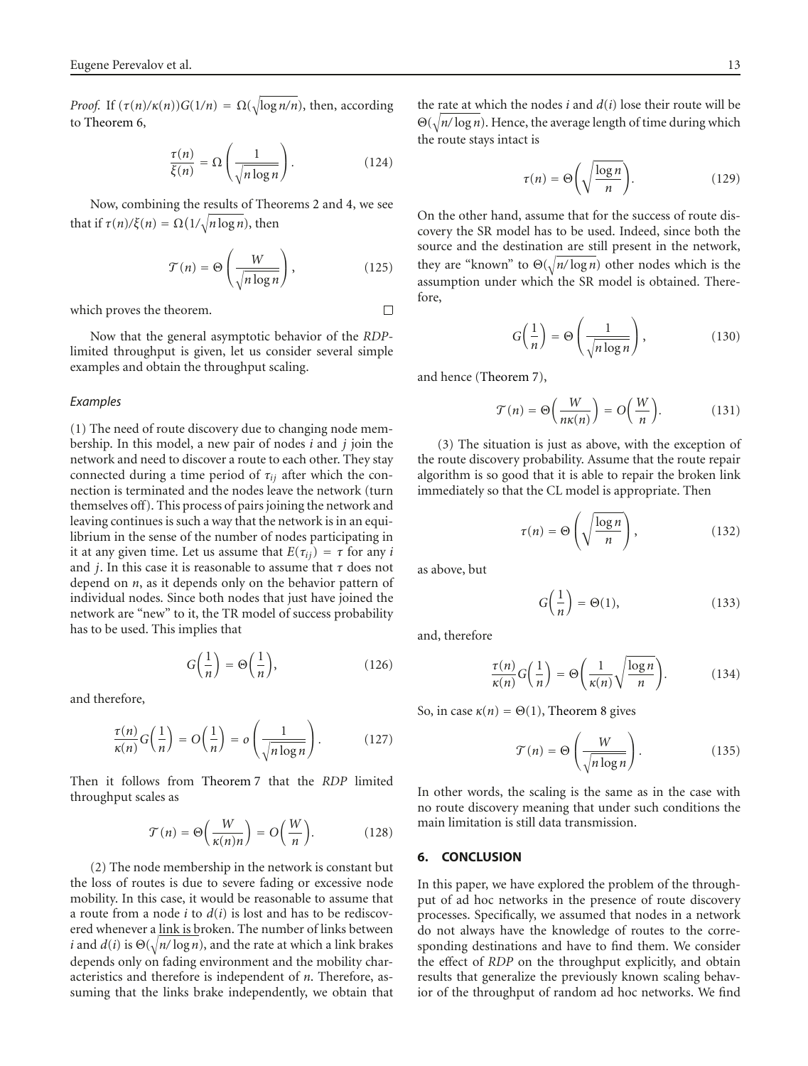*Proof.* If $(\tau(n)/\kappa(n))G(1/n) = \Omega(\sqrt{\log n/n})$, then, according to Theorem 6,

$$\frac{\tau(n)}{\xi(n)} = \Omega\left(\frac{1}{\sqrt{n\log n}}\right). \tag{124}$$

Now, combining the results of Theorems 2 and 4, we see that if $\tau(n)/\xi(n) = \Omega(1/\sqrt{n\log n})$, then

$$\mathcal{T}(n) = \Theta\left(\frac{W}{\sqrt{n\log n}}\right), \tag{125}$$

which proves the theorem. □

Now that the general asymptotic behavior of the *RDP*-limited throughput is given, let us consider several simple examples and obtain the throughput scaling.

### *Examples*

(1) The need of route discovery due to changing node membership. In this model, a new pair of nodes $i$ and $j$ join the network and need to discover a route to each other. They stay connected during a time period of $\tau_{ij}$ after which the connection is terminated and the nodes leave the network (turn themselves off). This process of pairs joining the network and leaving continues is such a way that the network is in an equilibrium in the sense of the number of nodes participating in it at any given time. Let us assume that $E(\tau_{ij}) = \tau$ for any $i$ and $j$. In this case it is reasonable to assume that $\tau$ does not depend on $n$, as it depends only on the behavior pattern of individual nodes. Since both nodes that just have joined the network are "new" to it, the TR model of success probability has to be used. This implies that

$$G\left(\frac{1}{n}\right) = \Theta\left(\frac{1}{n}\right), \tag{126}$$

and therefore,

$$\frac{\tau(n)}{\kappa(n)}G\left(\frac{1}{n}\right) = O\left(\frac{1}{n}\right) = o\left(\frac{1}{\sqrt{n\log n}}\right). \tag{127}$$

Then it follows from Theorem 7 that the *RDP* limited throughput scales as

$$\mathcal{T}(n) = \Theta\left(\frac{W}{\kappa(n)n}\right) = O\left(\frac{W}{n}\right). \tag{128}$$

(2) The node membership in the network is constant but the loss of routes is due to severe fading or excessive node mobility. In this case, it would be reasonable to assume that a route from a node $i$ to $d(i)$ is lost and has to be rediscovered whenever a link is broken. The number of links between $i$ and $d(i)$ is $\Theta(\sqrt{n/\log n})$, and the rate at which a link brakes depends only on fading environment and the mobility characteristics and therefore is independent of $n$. Therefore, assuming that the links brake independently, we obtain that the rate at which the nodes $i$ and $d(i)$ lose their route will be $\Theta(\sqrt{n/\log n})$. Hence, the average length of time during which the route stays intact is

$$\tau(n) = \Theta\left(\sqrt{\frac{\log n}{n}}\right). \tag{129}$$

On the other hand, assume that for the success of route discovery the SR model has to be used. Indeed, since both the source and the destination are still present in the network, they are "known" to $\Theta(\sqrt{n/\log n})$ other nodes which is the assumption under which the SR model is obtained. Therefore,

$$G\left(\frac{1}{n}\right) = \Theta\left(\frac{1}{\sqrt{n\log n}}\right), \tag{130}$$

and hence (Theorem 7),

$$\mathcal{T}(n) = \Theta\left(\frac{W}{n\kappa(n)}\right) = O\left(\frac{W}{n}\right). \tag{131}$$

(3) The situation is just as above, with the exception of the route discovery probability. Assume that the route repair algorithm is so good that it is able to repair the broken link immediately so that the CL model is appropriate. Then

$$\tau(n) = \Theta\left(\sqrt{\frac{\log n}{n}}\right), \tag{132}$$

as above, but

$$G\left(\frac{1}{n}\right) = \Theta(1), \tag{133}$$

and, therefore

$$\frac{\tau(n)}{\kappa(n)}G\left(\frac{1}{n}\right) = \Theta\left(\frac{1}{\kappa(n)}\sqrt{\frac{\log n}{n}}\right). \tag{134}$$

So, in case $\kappa(n) = \Theta(1)$, Theorem 8 gives

$$\mathcal{T}(n) = \Theta\left(\frac{W}{\sqrt{n\log n}}\right). \tag{135}$$

In other words, the scaling is the same as in the case with no route discovery meaning that under such conditions the main limitation is still data transmission.

## 6. CONCLUSION

In this paper, we have explored the problem of the throughput of ad hoc networks in the presence of route discovery processes. Specifically, we assumed that nodes in a network do not always have the knowledge of routes to the corresponding destinations and have to find them. We consider the effect of *RDP* on the throughput explicitly, and obtain results that generalize the previously known scaling behavior of the throughput of random ad hoc networks. We find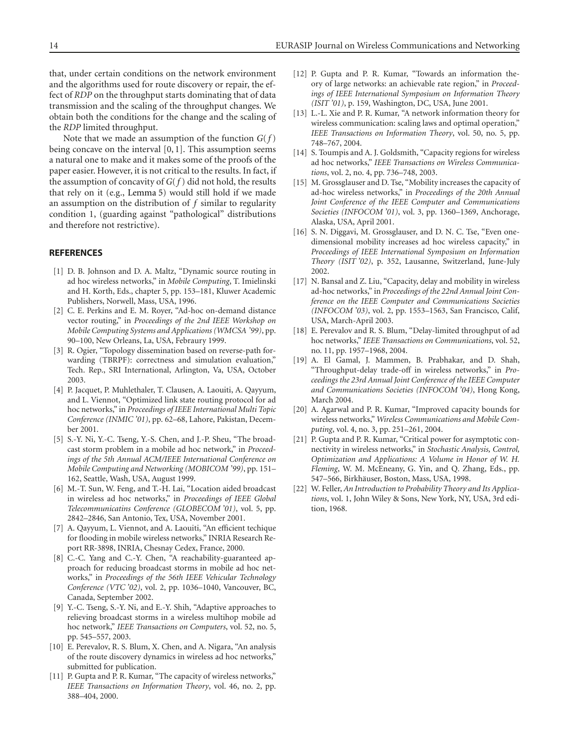that, under certain conditions on the network environment and the algorithms used for route discovery or repair, the effect of *RDP* on the throughput starts dominating that of data transmission and the scaling of the throughput changes. We obtain both the conditions for the change and the scaling of the *RDP* limited throughput.

Note that we made an assumption of the function $G(f)$ being concave on the interval $[0, 1]$. This assumption seems a natural one to make and it makes some of the proofs of the paper easier. However, it is not critical to the results. In fact, if the assumption of concavity of $G(f)$ did not hold, the results that rely on it (e.g., Lemma 5) would still hold if we made an assumption on the distribution of $f$ similar to regularity condition 1, (guarding against "pathological" distributions and therefore not restrictive).

## REFERENCES

[1] D. B. Johnson and D. A. Maltz, "Dynamic source routing in ad hoc wireless networks," in *Mobile Computing*, T. Imielinski and H. Korth, Eds., chapter 5, pp. 153–181, Kluwer Academic Publishers, Norwell, Mass, USA, 1996.

[2] C. E. Perkins and E. M. Royer, "Ad-hoc on-demand distance vector routing," in *Proceedings of the 2nd IEEE Workshop on Mobile Computing Systems and Applications (WMCSA '99)*, pp. 90–100, New Orleans, La, USA, Febraury 1999.

[3] R. Ogier, "Topology dissemination based on reverse-path forwarding (TBRPF): correctness and simulation evaluation," Tech. Rep., SRI International, Arlington, Va, USA, October 2003.

[4] P. Jacquet, P. Muhlethaler, T. Clausen, A. Laouiti, A. Qayyum, and L. Viennot, "Optimized link state routing protocol for ad hoc networks," in *Proceedings of IEEE International Multi Topic Conference (INMIC '01)*, pp. 62–68, Lahore, Pakistan, December 2001.

[5] S.-Y. Ni, Y.-C. Tseng, Y.-S. Chen, and J.-P. Sheu, "The broadcast storm problem in a mobile ad hoc network," in *Proceedings of the 5th Annual ACM/IEEE International Conference on Mobile Computing and Networking (MOBICOM '99)*, pp. 151–162, Seattle, Wash, USA, August 1999.

[6] M.-T. Sun, W. Feng, and T.-H. Lai, "Location aided broadcast in wireless ad hoc networks," in *Proceedings of IEEE Global Telecommunicatins Conference (GLOBECOM '01)*, vol. 5, pp. 2842–2846, San Antonio, Tex, USA, November 2001.

[7] A. Qayyum, L. Viennot, and A. Laouiti, "An efficient techique for flooding in mobile wireless networks," INRIA Research Report RR-3898, INRIA, Chesnay Cedex, France, 2000.

[8] C.-C. Yang and C.-Y. Chen, "A reachability-guaranteed approach for reducing broadcast storms in mobile ad hoc networks," in *Proceedings of the 56th IEEE Vehicular Technology Conference (VTC '02)*, vol. 2, pp. 1036–1040, Vancouver, BC, Canada, September 2002.

[9] Y.-C. Tseng, S.-Y. Ni, and E.-Y. Shih, "Adaptive approaches to relieving broadcast storms in a wireless multihop mobile ad hoc network," *IEEE Transactions on Computers*, vol. 52, no. 5, pp. 545–557, 2003.

[10] E. Perevalov, R. S. Blum, X. Chen, and A. Nigara, "An analysis of the route discovery dynamics in wireless ad hoc networks," submitted for publication.

[11] P. Gupta and P. R. Kumar, "The capacity of wireless networks," *IEEE Transactions on Information Theory*, vol. 46, no. 2, pp. 388–404, 2000.

[12] P. Gupta and P. R. Kumar, "Towards an information theory of large networks: an achievable rate region," in *Proceedings of IEEE International Symposium on Information Theory (ISIT '01)*, p. 159, Washington, DC, USA, June 2001.

[13] L.-L. Xie and P. R. Kumar, "A network information theory for wireless communication: scaling laws and optimal operation," *IEEE Transactions on Information Theory*, vol. 50, no. 5, pp. 748–767, 2004.

[14] S. Toumpis and A. J. Goldsmith, "Capacity regions for wireless ad hoc networks," *IEEE Transactions on Wireless Communications*, vol. 2, no. 4, pp. 736–748, 2003.

[15] M. Grossglauser and D. Tse, "Mobility increases the capacity of ad-hoc wireless networks," in *Proceedings of the 20th Annual Joint Conference of the IEEE Computer and Communications Societies (INFOCOM '01)*, vol. 3, pp. 1360–1369, Anchorage, Alaska, USA, April 2001.

[16] S. N. Diggavi, M. Grossglauser, and D. N. C. Tse, "Even one-dimensional mobility increases ad hoc wireless capacity," in *Proceedings of IEEE International Symposium on Information Theory (ISIT '02)*, p. 352, Lausanne, Switzerland, June-July 2002.

[17] N. Bansal and Z. Liu, "Capacity, delay and mobility in wireless ad-hoc networks," in *Proceedings of the 22nd Annual Joint Conference on the IEEE Computer and Communications Societies (INFOCOM '03)*, vol. 2, pp. 1553–1563, San Francisco, Calif, USA, March-April 2003.

[18] E. Perevalov and R. S. Blum, "Delay-limited throughput of ad hoc networks," *IEEE Transactions on Communications*, vol. 52, no. 11, pp. 1957–1968, 2004.

[19] A. El Gamal, J. Mammen, B. Prabhakar, and D. Shah, "Throughput-delay trade-off in wireless networks," in *Proceedings the 23rd Annual Joint Conference of the IEEE Computer and Communications Societies (INFOCOM '04)*, Hong Kong, March 2004.

[20] A. Agarwal and P. R. Kumar, "Improved capacity bounds for wireless networks," *Wireless Communications and Mobile Computing*, vol. 4, no. 3, pp. 251–261, 2004.

[21] P. Gupta and P. R. Kumar, "Critical power for asymptotic connectivity in wireless networks," in *Stochastic Analysis, Control, Optimization and Applications: A Volume in Honor of W. H. Fleming*, W. M. McEneany, G. Yin, and Q. Zhang, Eds., pp. 547–566, Birkhäuser, Boston, Mass, USA, 1998.

[22] W. Feller, *An Introduction to Probability Theory and Its Applications*, vol. 1, John Wiley & Sons, New York, NY, USA, 3rd edition, 1968.